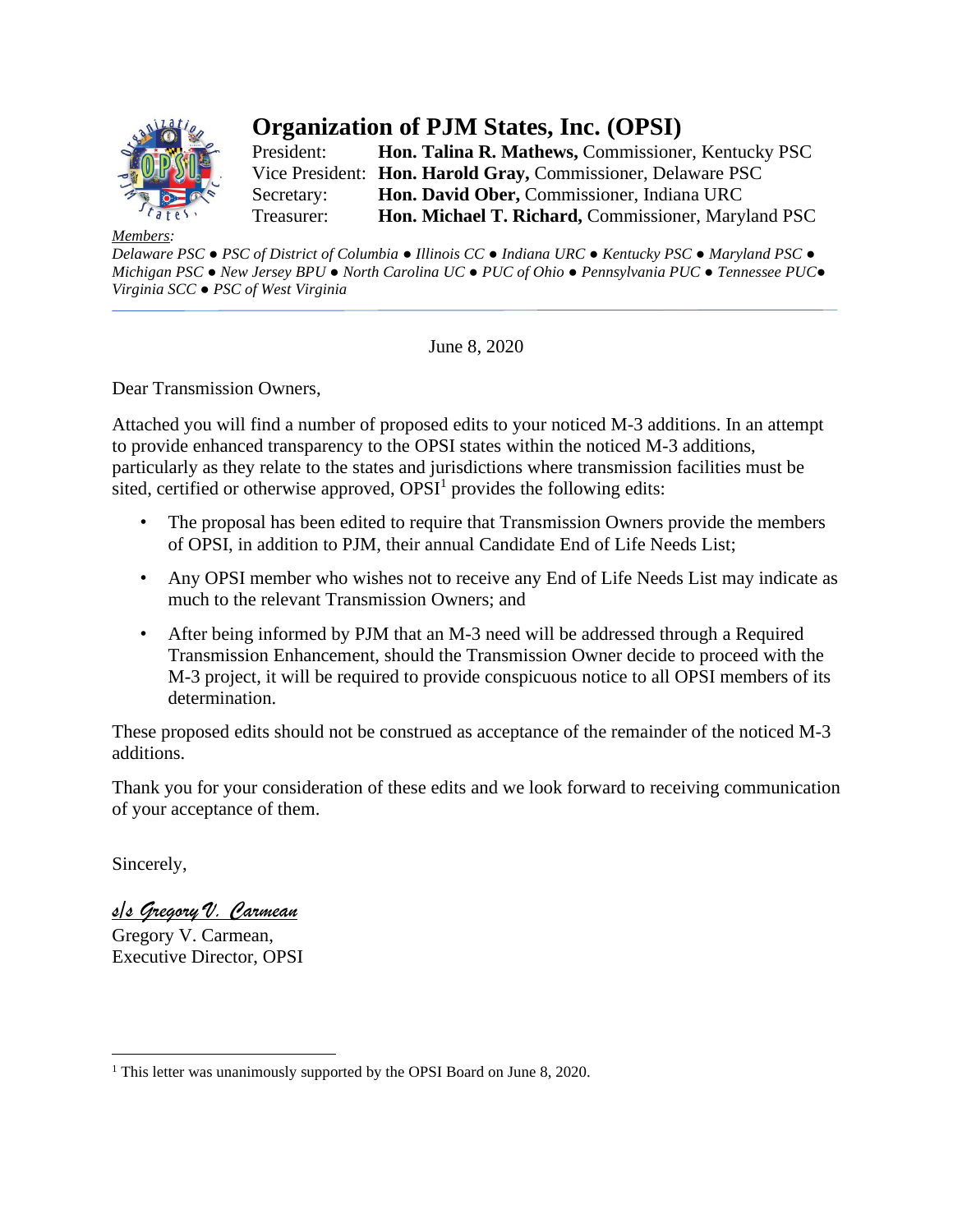# Organization of PJM States, Inc. (OPSI)

President: **Hon. Talina R. Mathews,** Commissioner, Kentucky PSC
Vice President: **Hon. Harold Gray,** Commissioner, Delaware PSC
Secretary: **Hon. David Ober,** Commissioner, Indiana URC
Treasurer: **Hon. Michael T. Richard,** Commissioner, Maryland PSC

*Members:*
*Delaware PSC ● PSC of District of Columbia ● Illinois CC ● Indiana URC ● Kentucky PSC ● Maryland PSC ● Michigan PSC ● New Jersey BPU ● North Carolina UC ● PUC of Ohio ● Pennsylvania PUC ● Tennessee PUC● Virginia SCC ● PSC of West Virginia*

---

June 8, 2020

Dear Transmission Owners,

Attached you will find a number of proposed edits to your noticed M-3 additions. In an attempt to provide enhanced transparency to the OPSI states within the noticed M-3 additions, particularly as they relate to the states and jurisdictions where transmission facilities must be sited, certified or otherwise approved, OPSI[1] provides the following edits:

- The proposal has been edited to require that Transmission Owners provide the members of OPSI, in addition to PJM, their annual Candidate End of Life Needs List;
- Any OPSI member who wishes not to receive any End of Life Needs List may indicate as much to the relevant Transmission Owners; and
- After being informed by PJM that an M-3 need will be addressed through a Required Transmission Enhancement, should the Transmission Owner decide to proceed with the M-3 project, it will be required to provide conspicuous notice to all OPSI members of its determination.

These proposed edits should not be construed as acceptance of the remainder of the noticed M-3 additions.

Thank you for your consideration of these edits and we look forward to receiving communication of your acceptance of them.

Sincerely,

*s/s Gregory V. Carmean*
Gregory V. Carmean,
Executive Director, OPSI

---

[1] This letter was unanimously supported by the OPSI Board on June 8, 2020.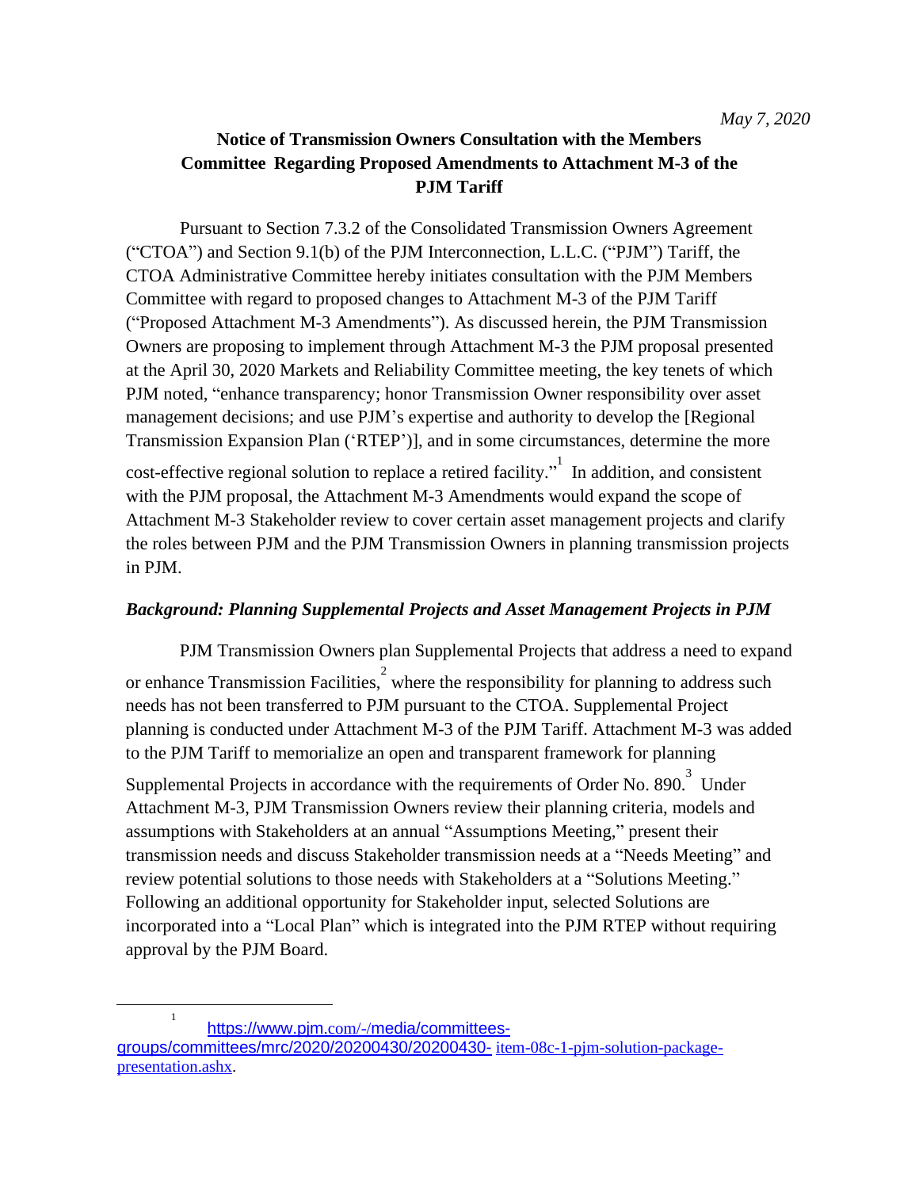*May 7, 2020*

**Notice of Transmission Owners Consultation with the Members Committee Regarding Proposed Amendments to Attachment M-3 of the PJM Tariff**

Pursuant to Section 7.3.2 of the Consolidated Transmission Owners Agreement ("CTOA") and Section 9.1(b) of the PJM Interconnection, L.L.C. ("PJM") Tariff, the CTOA Administrative Committee hereby initiates consultation with the PJM Members Committee with regard to proposed changes to Attachment M-3 of the PJM Tariff ("Proposed Attachment M-3 Amendments"). As discussed herein, the PJM Transmission Owners are proposing to implement through Attachment M-3 the PJM proposal presented at the April 30, 2020 Markets and Reliability Committee meeting, the key tenets of which PJM noted, "enhance transparency; honor Transmission Owner responsibility over asset management decisions; and use PJM's expertise and authority to develop the [Regional Transmission Expansion Plan ('RTEP')], and in some circumstances, determine the more cost-effective regional solution to replace a retired facility."[1] In addition, and consistent with the PJM proposal, the Attachment M-3 Amendments would expand the scope of Attachment M-3 Stakeholder review to cover certain asset management projects and clarify the roles between PJM and the PJM Transmission Owners in planning transmission projects in PJM.

### *Background: Planning Supplemental Projects and Asset Management Projects in PJM*

PJM Transmission Owners plan Supplemental Projects that address a need to expand or enhance Transmission Facilities,[2] where the responsibility for planning to address such needs has not been transferred to PJM pursuant to the CTOA. Supplemental Project planning is conducted under Attachment M-3 of the PJM Tariff. Attachment M-3 was added to the PJM Tariff to memorialize an open and transparent framework for planning Supplemental Projects in accordance with the requirements of Order No. 890.[3] Under Attachment M-3, PJM Transmission Owners review their planning criteria, models and assumptions with Stakeholders at an annual "Assumptions Meeting," present their transmission needs and discuss Stakeholder transmission needs at a "Needs Meeting" and review potential solutions to those needs with Stakeholders at a "Solutions Meeting." Following an additional opportunity for Stakeholder input, selected Solutions are incorporated into a "Local Plan" which is integrated into the PJM RTEP without requiring approval by the PJM Board.

---

[1] https://www.pjm.com/-/media/committees-groups/committees/mrc/2020/20200430/20200430- item-08c-1-pjm-solution-package-presentation.ashx.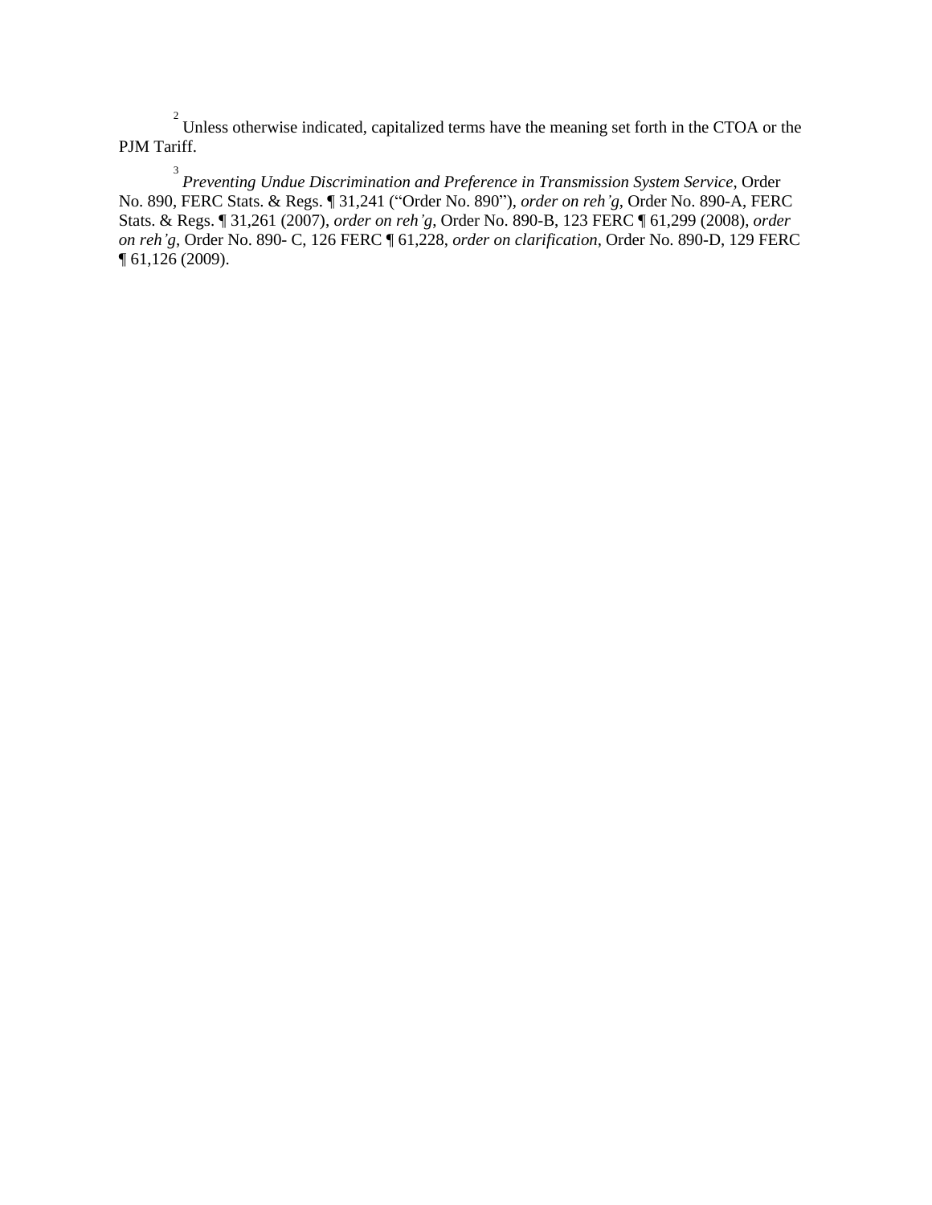[2] Unless otherwise indicated, capitalized terms have the meaning set forth in the CTOA or the PJM Tariff.

[3] *Preventing Undue Discrimination and Preference in Transmission System Service*, Order No. 890, FERC Stats. & Regs. ¶ 31,241 ("Order No. 890"), *order on reh'g*, Order No. 890-A, FERC Stats. & Regs. ¶ 31,261 (2007), *order on reh'g*, Order No. 890-B, 123 FERC ¶ 61,299 (2008), *order on reh'g*, Order No. 890- C, 126 FERC ¶ 61,228, *order on clarification*, Order No. 890-D, 129 FERC ¶ 61,126 (2009).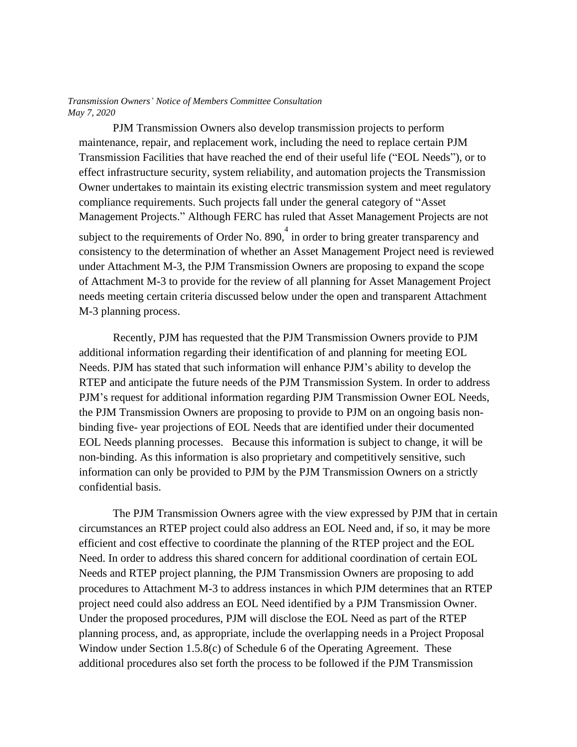PJM Transmission Owners also develop transmission projects to perform maintenance, repair, and replacement work, including the need to replace certain PJM Transmission Facilities that have reached the end of their useful life ("EOL Needs"), or to effect infrastructure security, system reliability, and automation projects the Transmission Owner undertakes to maintain its existing electric transmission system and meet regulatory compliance requirements. Such projects fall under the general category of "Asset Management Projects." Although FERC has ruled that Asset Management Projects are not subject to the requirements of Order No. 890,[4] in order to bring greater transparency and consistency to the determination of whether an Asset Management Project need is reviewed under Attachment M-3, the PJM Transmission Owners are proposing to expand the scope of Attachment M-3 to provide for the review of all planning for Asset Management Project needs meeting certain criteria discussed below under the open and transparent Attachment M-3 planning process.

Recently, PJM has requested that the PJM Transmission Owners provide to PJM additional information regarding their identification of and planning for meeting EOL Needs. PJM has stated that such information will enhance PJM's ability to develop the RTEP and anticipate the future needs of the PJM Transmission System. In order to address PJM's request for additional information regarding PJM Transmission Owner EOL Needs, the PJM Transmission Owners are proposing to provide to PJM on an ongoing basis non-binding five- year projections of EOL Needs that are identified under their documented EOL Needs planning processes. Because this information is subject to change, it will be non-binding. As this information is also proprietary and competitively sensitive, such information can only be provided to PJM by the PJM Transmission Owners on a strictly confidential basis.

The PJM Transmission Owners agree with the view expressed by PJM that in certain circumstances an RTEP project could also address an EOL Need and, if so, it may be more efficient and cost effective to coordinate the planning of the RTEP project and the EOL Need. In order to address this shared concern for additional coordination of certain EOL Needs and RTEP project planning, the PJM Transmission Owners are proposing to add procedures to Attachment M-3 to address instances in which PJM determines that an RTEP project need could also address an EOL Need identified by a PJM Transmission Owner. Under the proposed procedures, PJM will disclose the EOL Need as part of the RTEP planning process, and, as appropriate, include the overlapping needs in a Project Proposal Window under Section 1.5.8(c) of Schedule 6 of the Operating Agreement. These additional procedures also set forth the process to be followed if the PJM Transmission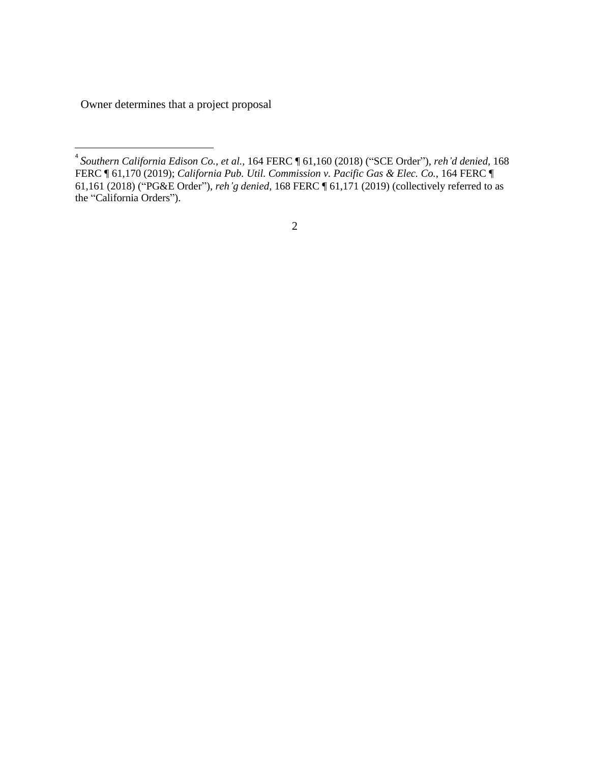Owner determines that a project proposal

---

[4] *Southern California Edison Co., et al.*, 164 FERC ¶ 61,160 (2018) ("SCE Order"), *reh'd denied*, 168 FERC ¶ 61,170 (2019); *California Pub. Util. Commission v. Pacific Gas & Elec. Co.*, 164 FERC ¶ 61,161 (2018) ("PG&E Order"), *reh'g denied*, 168 FERC ¶ 61,171 (2019) (collectively referred to as the "California Orders").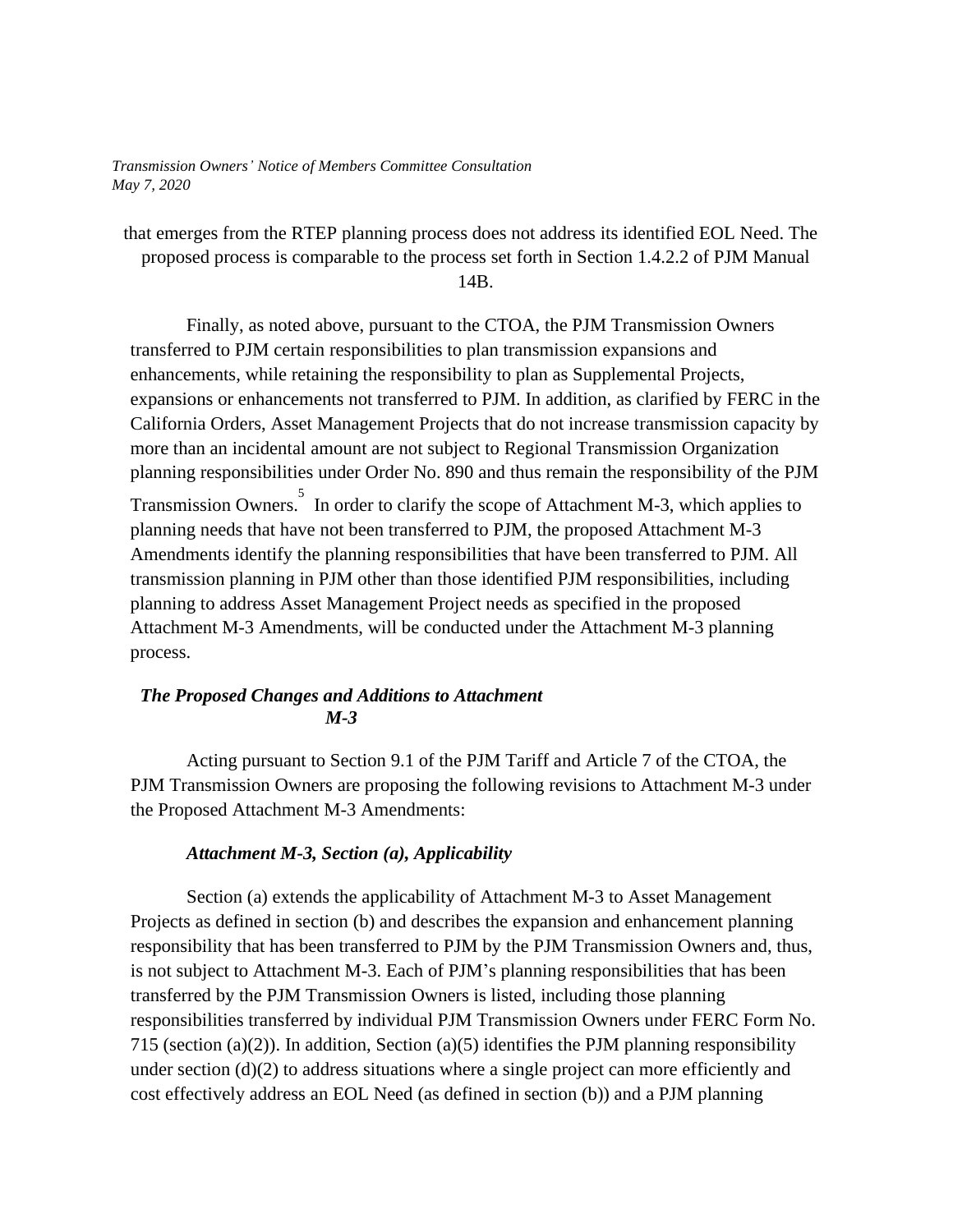that emerges from the RTEP planning process does not address its identified EOL Need. The proposed process is comparable to the process set forth in Section 1.4.2.2 of PJM Manual 14B.

Finally, as noted above, pursuant to the CTOA, the PJM Transmission Owners transferred to PJM certain responsibilities to plan transmission expansions and enhancements, while retaining the responsibility to plan as Supplemental Projects, expansions or enhancements not transferred to PJM. In addition, as clarified by FERC in the California Orders, Asset Management Projects that do not increase transmission capacity by more than an incidental amount are not subject to Regional Transmission Organization planning responsibilities under Order No. 890 and thus remain the responsibility of the PJM Transmission Owners.[5] In order to clarify the scope of Attachment M-3, which applies to planning needs that have not been transferred to PJM, the proposed Attachment M-3 Amendments identify the planning responsibilities that have been transferred to PJM. All transmission planning in PJM other than those identified PJM responsibilities, including planning to address Asset Management Project needs as specified in the proposed Attachment M-3 Amendments, will be conducted under the Attachment M-3 planning process.

***The Proposed Changes and Additions to Attachment M-3***

Acting pursuant to Section 9.1 of the PJM Tariff and Article 7 of the CTOA, the PJM Transmission Owners are proposing the following revisions to Attachment M-3 under the Proposed Attachment M-3 Amendments:

***Attachment M-3, Section (a), Applicability***

Section (a) extends the applicability of Attachment M-3 to Asset Management Projects as defined in section (b) and describes the expansion and enhancement planning responsibility that has been transferred to PJM by the PJM Transmission Owners and, thus, is not subject to Attachment M-3. Each of PJM's planning responsibilities that has been transferred by the PJM Transmission Owners is listed, including those planning responsibilities transferred by individual PJM Transmission Owners under FERC Form No. 715 (section (a)(2)). In addition, Section (a)(5) identifies the PJM planning responsibility under section (d)(2) to address situations where a single project can more efficiently and cost effectively address an EOL Need (as defined in section (b)) and a PJM planning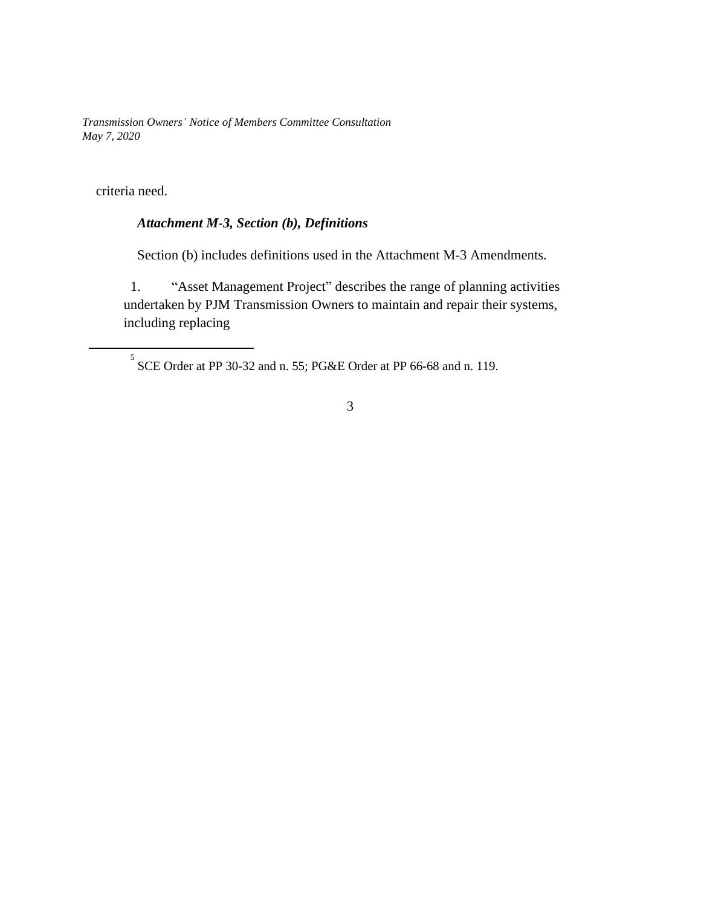criteria need.

***Attachment M-3, Section (b), Definitions***

Section (b) includes definitions used in the Attachment M-3 Amendments.

1. "Asset Management Project" describes the range of planning activities undertaken by PJM Transmission Owners to maintain and repair their systems, including replacing

---

[5] SCE Order at PP 30-32 and n. 55; PG&E Order at PP 66-68 and n. 119.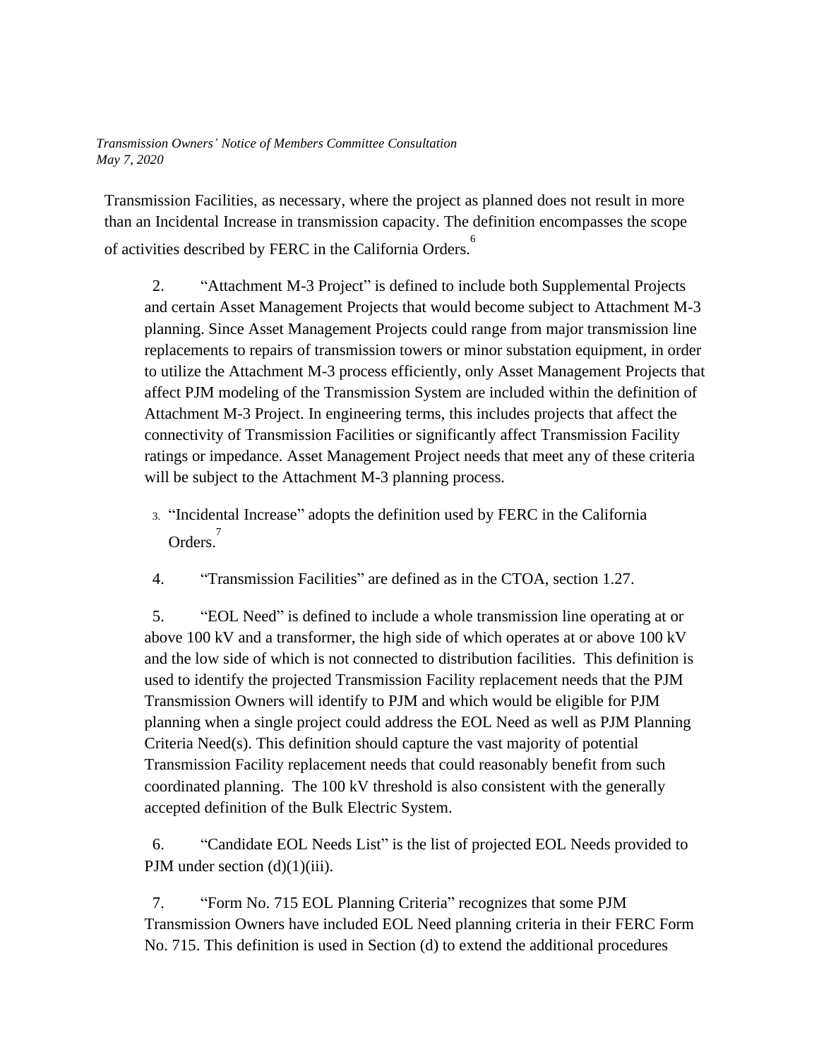Transmission Facilities, as necessary, where the project as planned does not result in more than an Incidental Increase in transmission capacity. The definition encompasses the scope of activities described by FERC in the California Orders.[6]

2. "Attachment M-3 Project" is defined to include both Supplemental Projects and certain Asset Management Projects that would become subject to Attachment M-3 planning. Since Asset Management Projects could range from major transmission line replacements to repairs of transmission towers or minor substation equipment, in order to utilize the Attachment M-3 process efficiently, only Asset Management Projects that affect PJM modeling of the Transmission System are included within the definition of Attachment M-3 Project. In engineering terms, this includes projects that affect the connectivity of Transmission Facilities or significantly affect Transmission Facility ratings or impedance. Asset Management Project needs that meet any of these criteria will be subject to the Attachment M-3 planning process.

3. "Incidental Increase" adopts the definition used by FERC in the California Orders.[7]

4. "Transmission Facilities" are defined as in the CTOA, section 1.27.

5. "EOL Need" is defined to include a whole transmission line operating at or above 100 kV and a transformer, the high side of which operates at or above 100 kV and the low side of which is not connected to distribution facilities. This definition is used to identify the projected Transmission Facility replacement needs that the PJM Transmission Owners will identify to PJM and which would be eligible for PJM planning when a single project could address the EOL Need as well as PJM Planning Criteria Need(s). This definition should capture the vast majority of potential Transmission Facility replacement needs that could reasonably benefit from such coordinated planning. The 100 kV threshold is also consistent with the generally accepted definition of the Bulk Electric System.

6. "Candidate EOL Needs List" is the list of projected EOL Needs provided to PJM under section (d)(1)(iii).

7. "Form No. 715 EOL Planning Criteria" recognizes that some PJM Transmission Owners have included EOL Need planning criteria in their FERC Form No. 715. This definition is used in Section (d) to extend the additional procedures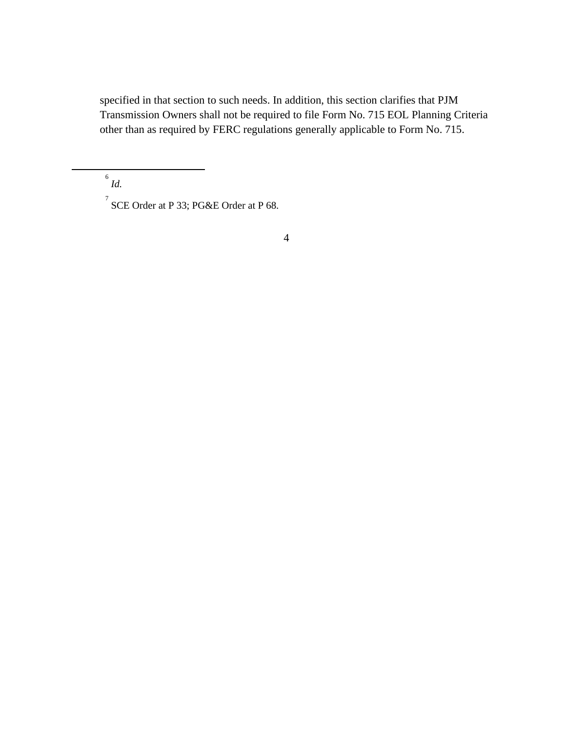specified in that section to such needs. In addition, this section clarifies that PJM Transmission Owners shall not be required to file Form No. 715 EOL Planning Criteria other than as required by FERC regulations generally applicable to Form No. 715.

---

[6] *Id.*

[7] SCE Order at P 33; PG&E Order at P 68.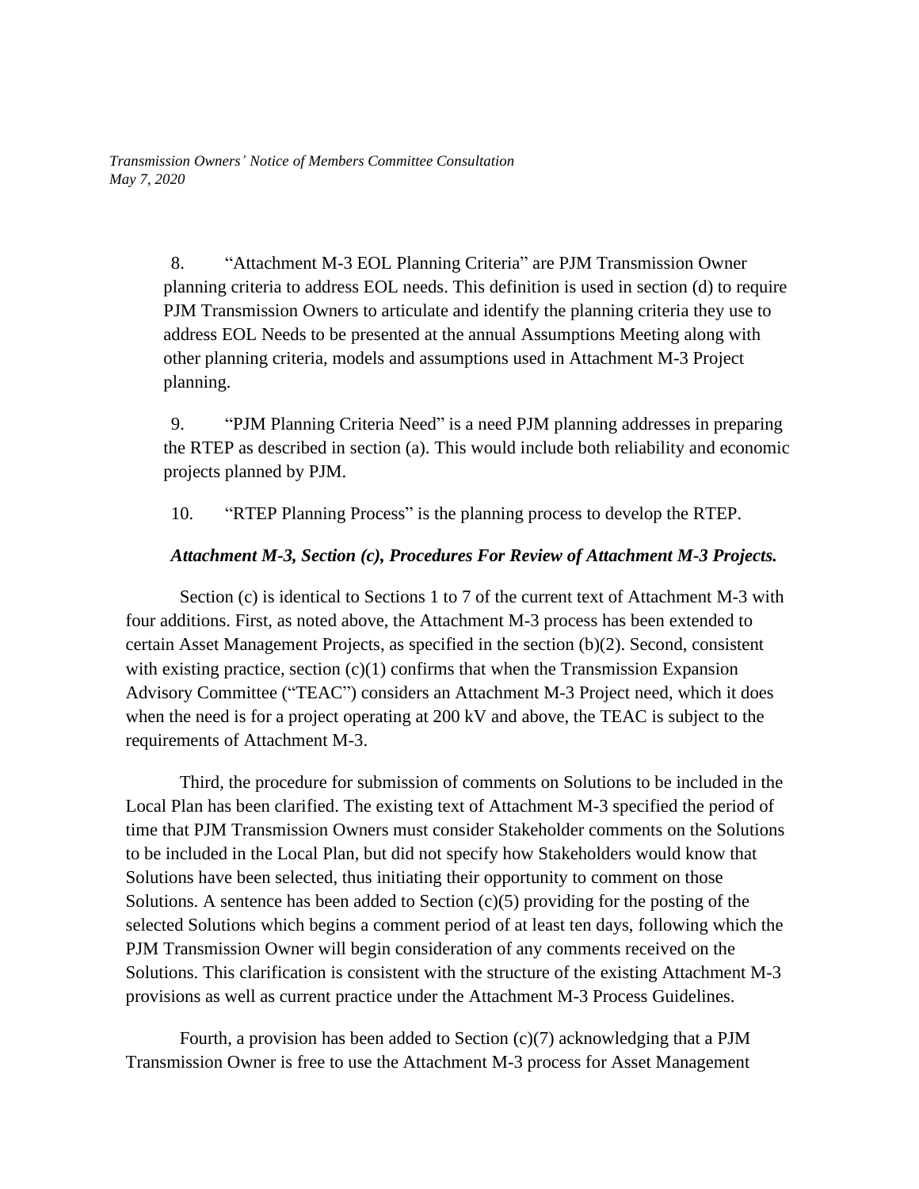8. “Attachment M-3 EOL Planning Criteria” are PJM Transmission Owner planning criteria to address EOL needs. This definition is used in section (d) to require PJM Transmission Owners to articulate and identify the planning criteria they use to address EOL Needs to be presented at the annual Assumptions Meeting along with other planning criteria, models and assumptions used in Attachment M-3 Project planning.

9. “PJM Planning Criteria Need” is a need PJM planning addresses in preparing the RTEP as described in section (a). This would include both reliability and economic projects planned by PJM.

10. “RTEP Planning Process” is the planning process to develop the RTEP.

***Attachment M-3, Section (c), Procedures For Review of Attachment M-3 Projects.***

Section (c) is identical to Sections 1 to 7 of the current text of Attachment M-3 with four additions. First, as noted above, the Attachment M-3 process has been extended to certain Asset Management Projects, as specified in the section (b)(2). Second, consistent with existing practice, section (c)(1) confirms that when the Transmission Expansion Advisory Committee (“TEAC”) considers an Attachment M-3 Project need, which it does when the need is for a project operating at 200 kV and above, the TEAC is subject to the requirements of Attachment M-3.

Third, the procedure for submission of comments on Solutions to be included in the Local Plan has been clarified. The existing text of Attachment M-3 specified the period of time that PJM Transmission Owners must consider Stakeholder comments on the Solutions to be included in the Local Plan, but did not specify how Stakeholders would know that Solutions have been selected, thus initiating their opportunity to comment on those Solutions. A sentence has been added to Section (c)(5) providing for the posting of the selected Solutions which begins a comment period of at least ten days, following which the PJM Transmission Owner will begin consideration of any comments received on the Solutions. This clarification is consistent with the structure of the existing Attachment M-3 provisions as well as current practice under the Attachment M-3 Process Guidelines.

Fourth, a provision has been added to Section (c)(7) acknowledging that a PJM Transmission Owner is free to use the Attachment M-3 process for Asset Management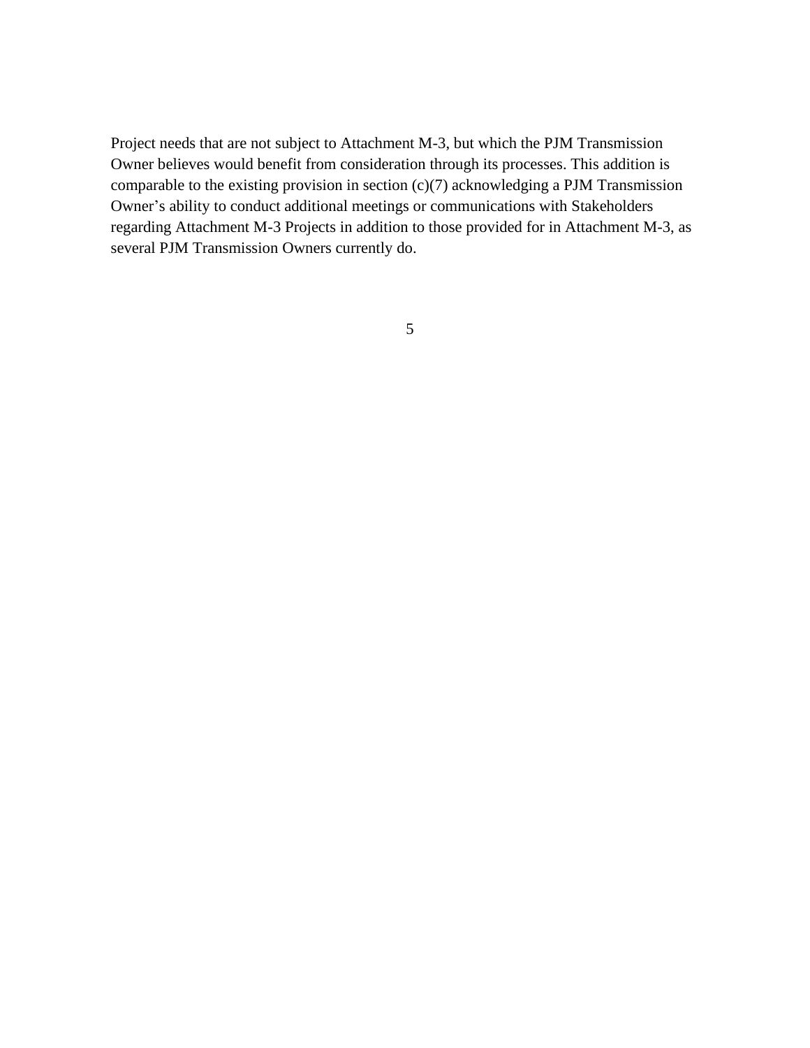Project needs that are not subject to Attachment M-3, but which the PJM Transmission Owner believes would benefit from consideration through its processes. This addition is comparable to the existing provision in section (c)(7) acknowledging a PJM Transmission Owner's ability to conduct additional meetings or communications with Stakeholders regarding Attachment M-3 Projects in addition to those provided for in Attachment M-3, as several PJM Transmission Owners currently do.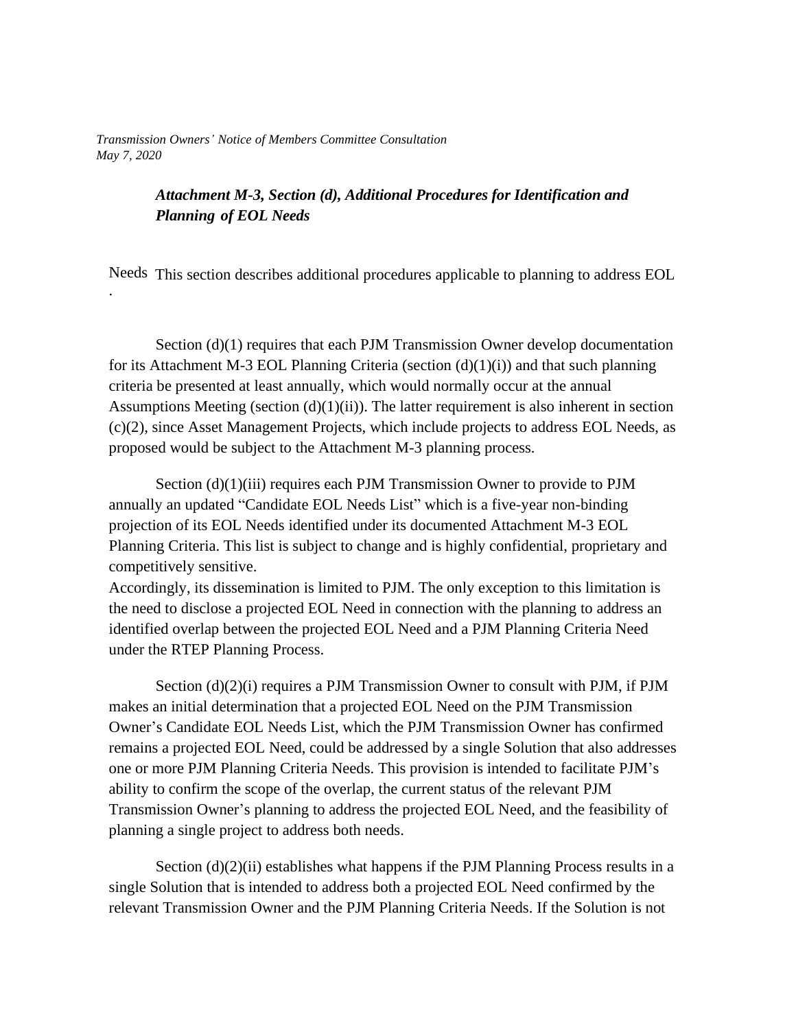*Transmission Owners' Notice of Members Committee Consultation*
*May 7, 2020*

### *Attachment M-3, Section (d), Additional Procedures for Identification and Planning of EOL Needs*

This section describes additional procedures applicable to planning to address EOL Needs.

Section (d)(1) requires that each PJM Transmission Owner develop documentation for its Attachment M-3 EOL Planning Criteria (section (d)(1)(i)) and that such planning criteria be presented at least annually, which would normally occur at the annual Assumptions Meeting (section (d)(1)(ii)). The latter requirement is also inherent in section (c)(2), since Asset Management Projects, which include projects to address EOL Needs, as proposed would be subject to the Attachment M-3 planning process.

Section (d)(1)(iii) requires each PJM Transmission Owner to provide to PJM annually an updated "Candidate EOL Needs List" which is a five-year non-binding projection of its EOL Needs identified under its documented Attachment M-3 EOL Planning Criteria. This list is subject to change and is highly confidential, proprietary and competitively sensitive.

Accordingly, its dissemination is limited to PJM. The only exception to this limitation is the need to disclose a projected EOL Need in connection with the planning to address an identified overlap between the projected EOL Need and a PJM Planning Criteria Need under the RTEP Planning Process.

Section (d)(2)(i) requires a PJM Transmission Owner to consult with PJM, if PJM makes an initial determination that a projected EOL Need on the PJM Transmission Owner's Candidate EOL Needs List, which the PJM Transmission Owner has confirmed remains a projected EOL Need, could be addressed by a single Solution that also addresses one or more PJM Planning Criteria Needs. This provision is intended to facilitate PJM's ability to confirm the scope of the overlap, the current status of the relevant PJM Transmission Owner's planning to address the projected EOL Need, and the feasibility of planning a single project to address both needs.

Section (d)(2)(ii) establishes what happens if the PJM Planning Process results in a single Solution that is intended to address both a projected EOL Need confirmed by the relevant Transmission Owner and the PJM Planning Criteria Needs. If the Solution is not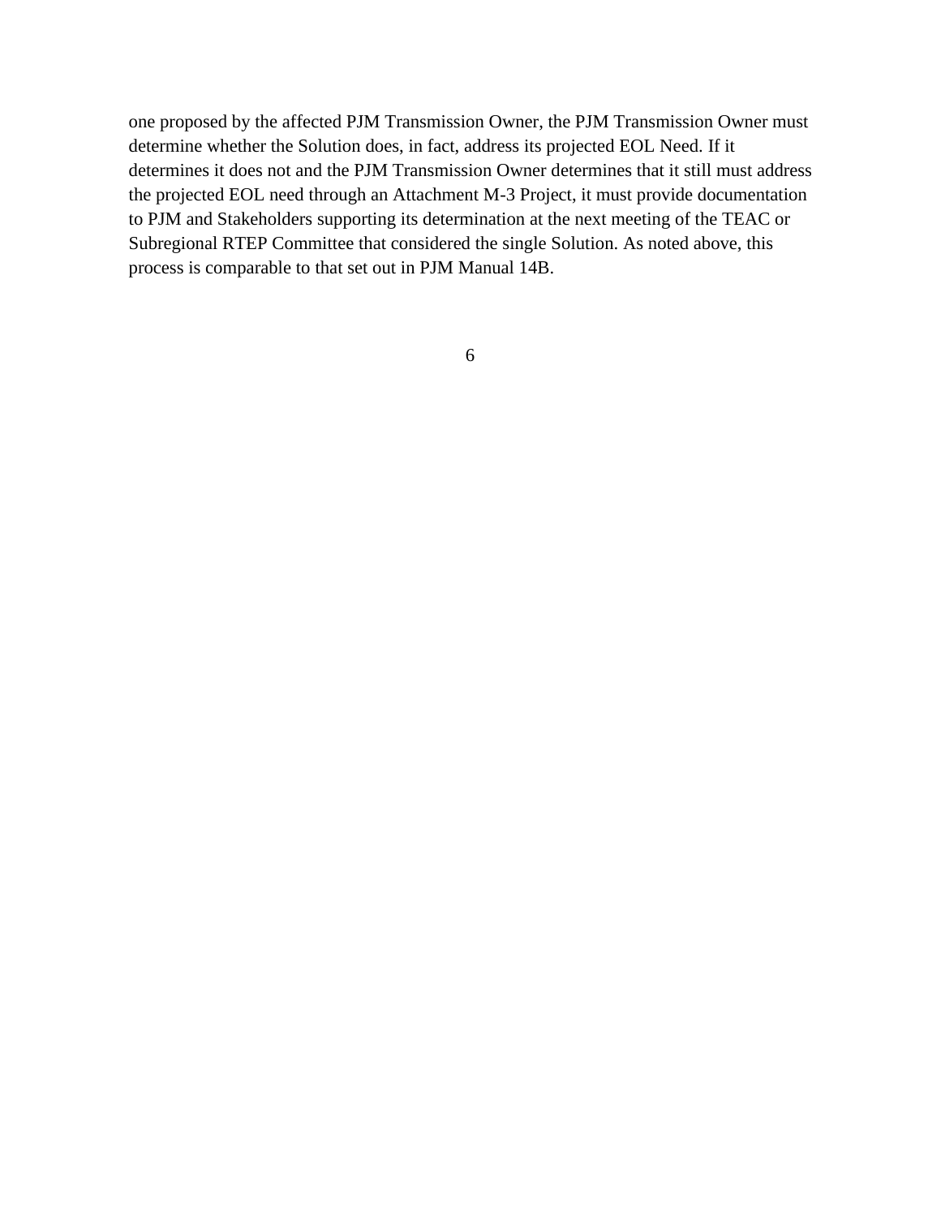one proposed by the affected PJM Transmission Owner, the PJM Transmission Owner must determine whether the Solution does, in fact, address its projected EOL Need. If it determines it does not and the PJM Transmission Owner determines that it still must address the projected EOL need through an Attachment M-3 Project, it must provide documentation to PJM and Stakeholders supporting its determination at the next meeting of the TEAC or Subregional RTEP Committee that considered the single Solution. As noted above, this process is comparable to that set out in PJM Manual 14B.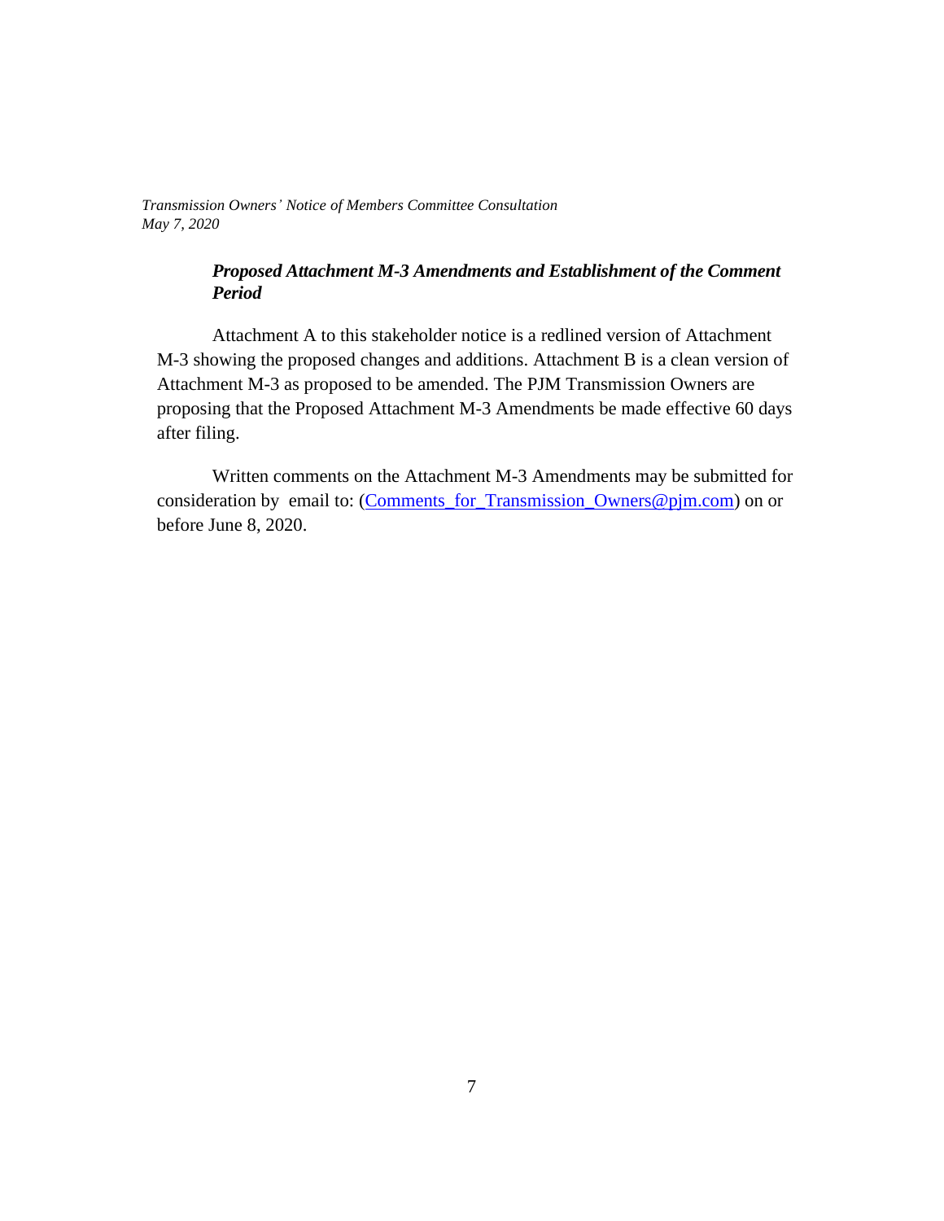### *Proposed Attachment M-3 Amendments and Establishment of the Comment Period*

Attachment A to this stakeholder notice is a redlined version of Attachment M-3 showing the proposed changes and additions. Attachment B is a clean version of Attachment M-3 as proposed to be amended. The PJM Transmission Owners are proposing that the Proposed Attachment M-3 Amendments be made effective 60 days after filing.

Written comments on the Attachment M-3 Amendments may be submitted for consideration by email to: (Comments_for_Transmission_Owners@pjm.com) on or before June 8, 2020.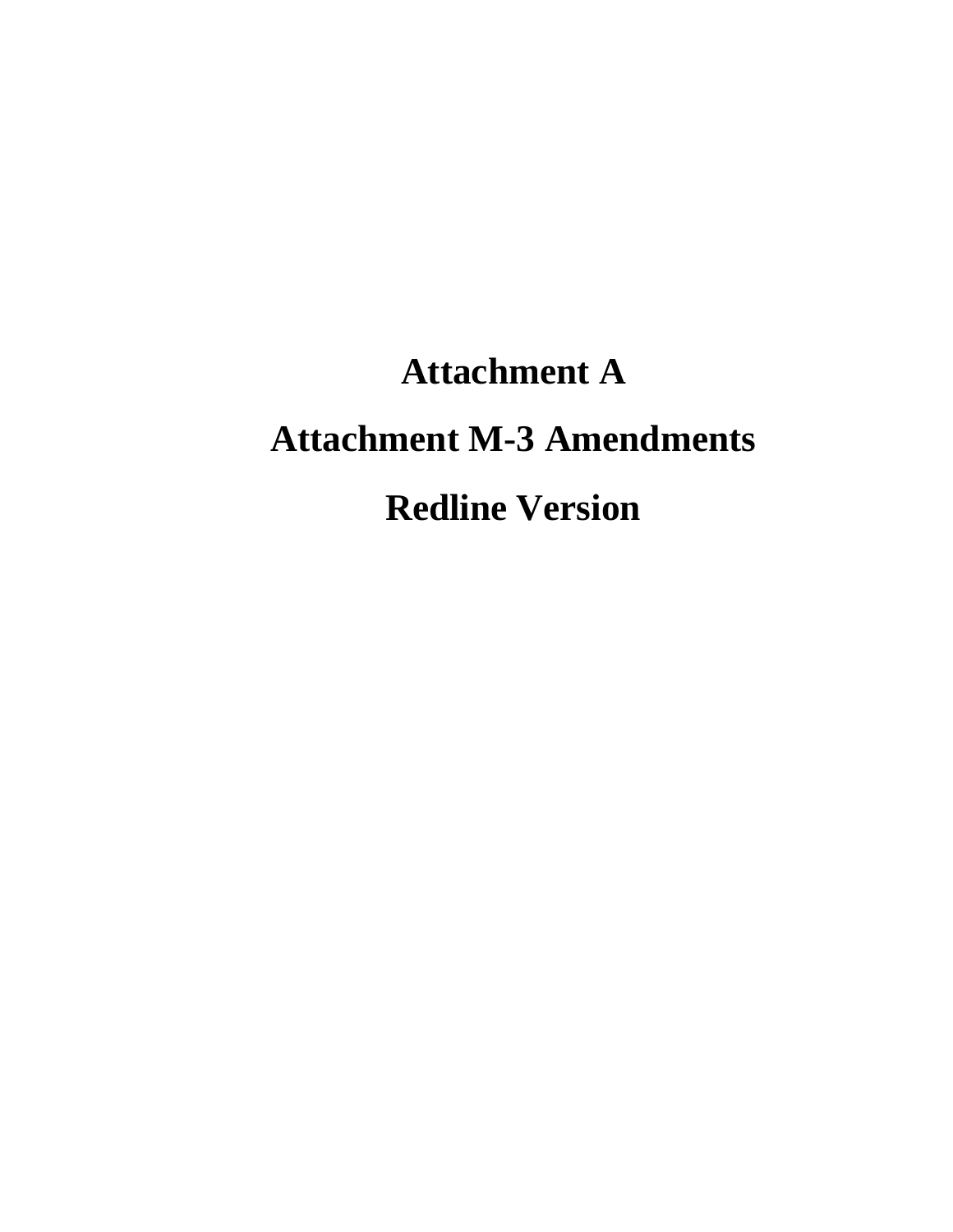# Attachment A

# Attachment M-3 Amendments

# Redline Version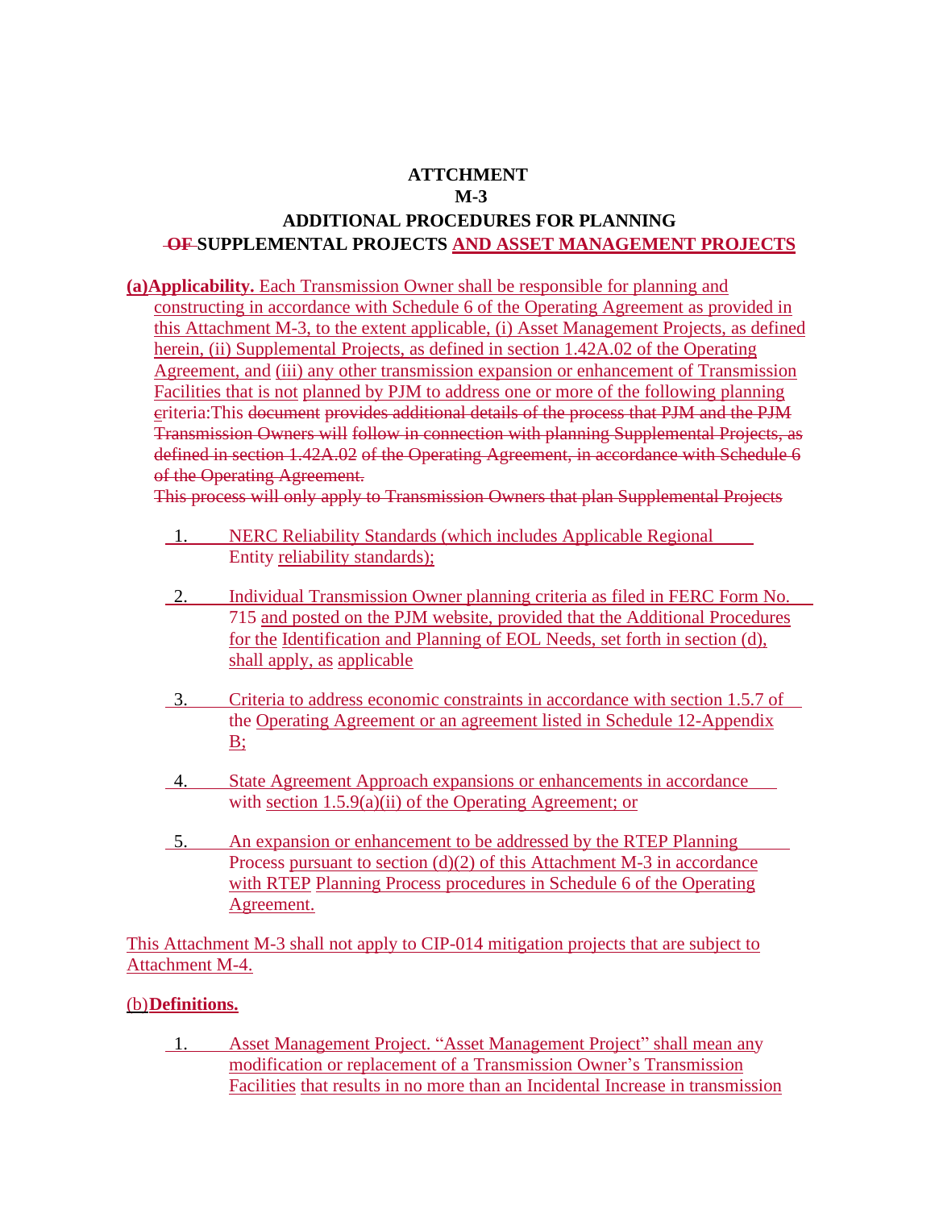**ATTCHMENT**
**M-3**
**ADDITIONAL PROCEDURES FOR PLANNING**
~~OF~~ **SUPPLEMENTAL PROJECTS** **AND ASSET MANAGEMENT PROJECTS**

**(a)Applicability.** Each Transmission Owner shall be responsible for planning and constructing in accordance with Schedule 6 of the Operating Agreement as provided in this Attachment M-3, to the extent applicable, (i) Asset Management Projects, as defined herein, (ii) Supplemental Projects, as defined in section 1.42A.02 of the Operating Agreement, and (iii) any other transmission expansion or enhancement of Transmission Facilities that is not planned by PJM to address one or more of the following planning criteria:This ~~document provides additional details of the process that PJM and the PJM Transmission Owners will follow in connection with planning Supplemental Projects, as defined in section 1.42A.02 of the Operating Agreement, in accordance with Schedule 6 of the Operating Agreement.~~

~~This process will only apply to Transmission Owners that plan Supplemental Projects~~

1. NERC Reliability Standards (which includes Applicable Regional Entity reliability standards);

2. Individual Transmission Owner planning criteria as filed in FERC Form No. 715 and posted on the PJM website, provided that the Additional Procedures for the Identification and Planning of EOL Needs, set forth in section (d), shall apply, as applicable

3. Criteria to address economic constraints in accordance with section 1.5.7 of the Operating Agreement or an agreement listed in Schedule 12-Appendix B;

4. State Agreement Approach expansions or enhancements in accordance with section 1.5.9(a)(ii) of the Operating Agreement; or

5. An expansion or enhancement to be addressed by the RTEP Planning Process pursuant to section (d)(2) of this Attachment M-3 in accordance with RTEP Planning Process procedures in Schedule 6 of the Operating Agreement.

This Attachment M-3 shall not apply to CIP-014 mitigation projects that are subject to Attachment M-4.

(b)**Definitions.**

1. Asset Management Project. "Asset Management Project" shall mean any modification or replacement of a Transmission Owner's Transmission Facilities that results in no more than an Incidental Increase in transmission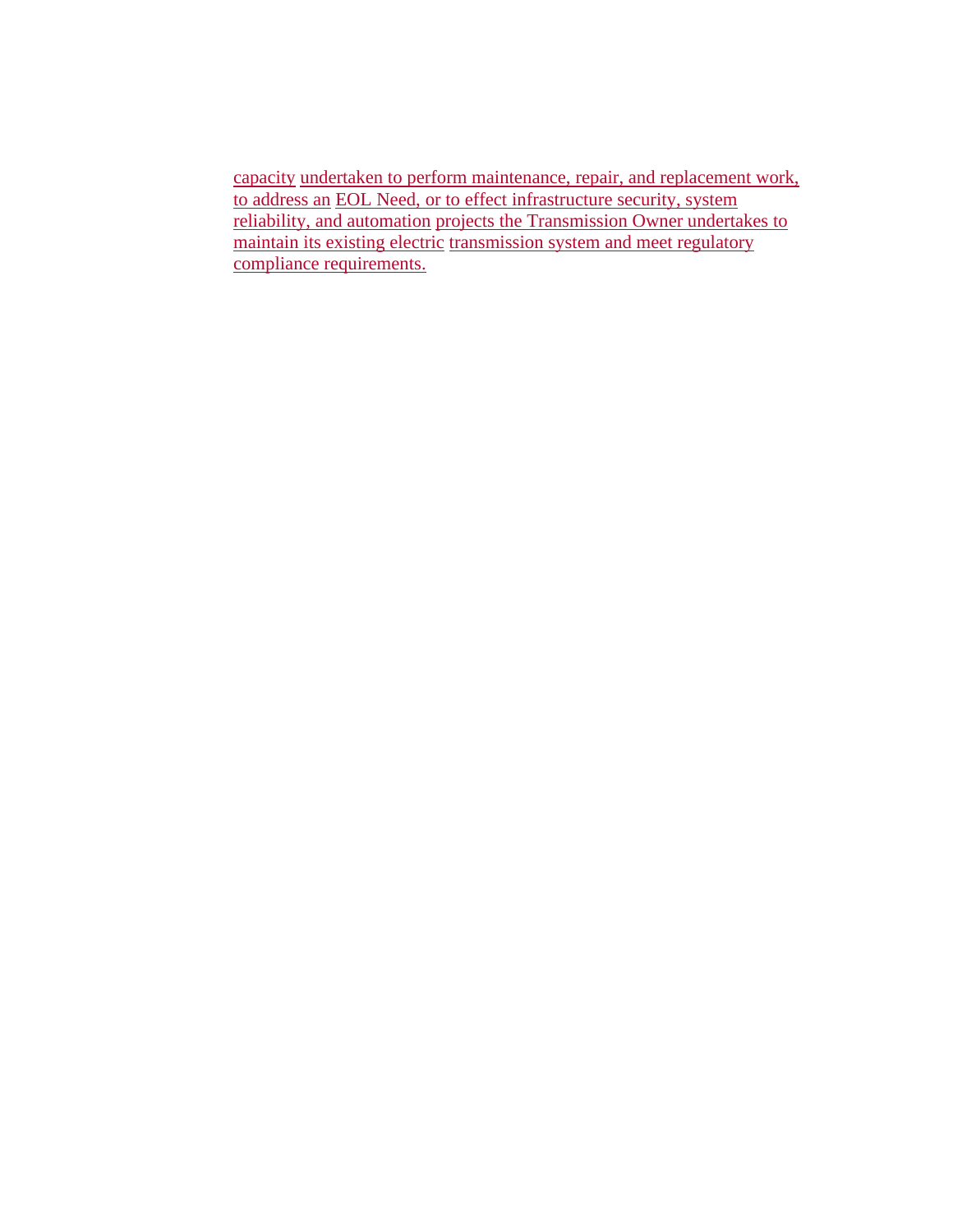capacity undertaken to perform maintenance, repair, and replacement work, to address an EOL Need, or to effect infrastructure security, system reliability, and automation projects the Transmission Owner undertakes to maintain its existing electric transmission system and meet regulatory compliance requirements.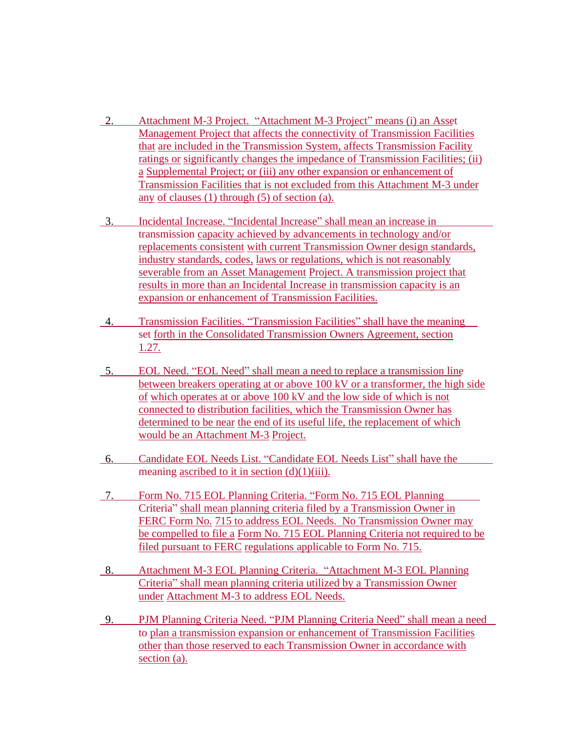2. Attachment M-3 Project. "Attachment M-3 Project" means (i) an Asset Management Project that affects the connectivity of Transmission Facilities that are included in the Transmission System, affects Transmission Facility ratings or significantly changes the impedance of Transmission Facilities; (ii) a Supplemental Project; or (iii) any other expansion or enhancement of Transmission Facilities that is not excluded from this Attachment M-3 under any of clauses (1) through (5) of section (a).

3. Incidental Increase. "Incidental Increase" shall mean an increase in transmission capacity achieved by advancements in technology and/or replacements consistent with current Transmission Owner design standards, industry standards, codes, laws or regulations, which is not reasonably severable from an Asset Management Project. A transmission project that results in more than an Incidental Increase in transmission capacity is an expansion or enhancement of Transmission Facilities.

4. Transmission Facilities. "Transmission Facilities" shall have the meaning set forth in the Consolidated Transmission Owners Agreement, section 1.27.

5. EOL Need. "EOL Need" shall mean a need to replace a transmission line between breakers operating at or above 100 kV or a transformer, the high side of which operates at or above 100 kV and the low side of which is not connected to distribution facilities, which the Transmission Owner has determined to be near the end of its useful life, the replacement of which would be an Attachment M-3 Project.

6. Candidate EOL Needs List. "Candidate EOL Needs List" shall have the meaning ascribed to it in section (d)(1)(iii).

7. Form No. 715 EOL Planning Criteria. "Form No. 715 EOL Planning Criteria" shall mean planning criteria filed by a Transmission Owner in FERC Form No. 715 to address EOL Needs. No Transmission Owner may be compelled to file a Form No. 715 EOL Planning Criteria not required to be filed pursuant to FERC regulations applicable to Form No. 715.

8. Attachment M-3 EOL Planning Criteria. "Attachment M-3 EOL Planning Criteria" shall mean planning criteria utilized by a Transmission Owner under Attachment M-3 to address EOL Needs.

9. PJM Planning Criteria Need. "PJM Planning Criteria Need" shall mean a need to plan a transmission expansion or enhancement of Transmission Facilities other than those reserved to each Transmission Owner in accordance with section (a).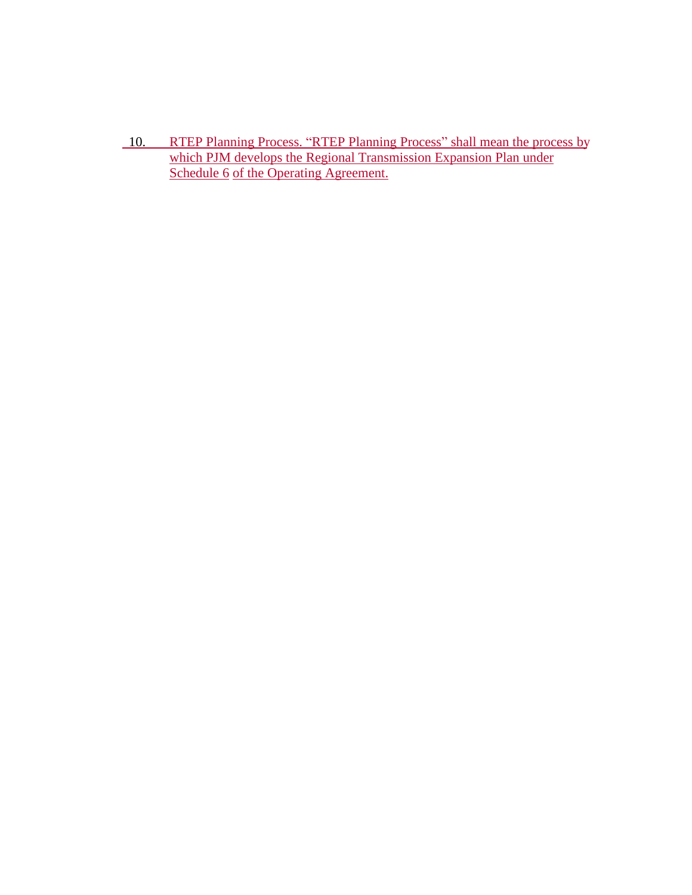10. RTEP Planning Process. “RTEP Planning Process” shall mean the process by which PJM develops the Regional Transmission Expansion Plan under Schedule 6 of the Operating Agreement.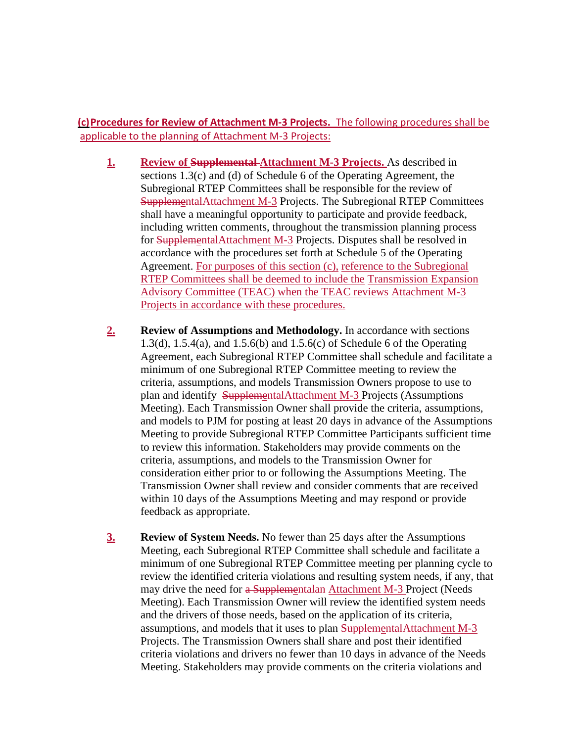**(c) Procedures for Review of Attachment M-3 Projects.** The following procedures shall be applicable to the planning of Attachment M-3 Projects:

1. **Review of ~~Supplemental~~ Attachment M-3 Projects.** As described in sections 1.3(c) and (d) of Schedule 6 of the Operating Agreement, the Subregional RTEP Committees shall be responsible for the review of ~~Supplemental~~Attachment M-3 Projects. The Subregional RTEP Committees shall have a meaningful opportunity to participate and provide feedback, including written comments, throughout the transmission planning process for ~~Supplemental~~Attachment M-3 Projects. Disputes shall be resolved in accordance with the procedures set forth at Schedule 5 of the Operating Agreement. For purposes of this section (c), reference to the Subregional RTEP Committees shall be deemed to include the Transmission Expansion Advisory Committee (TEAC) when the TEAC reviews Attachment M-3 Projects in accordance with these procedures.

2. **Review of Assumptions and Methodology.** In accordance with sections 1.3(d), 1.5.4(a), and 1.5.6(b) and 1.5.6(c) of Schedule 6 of the Operating Agreement, each Subregional RTEP Committee shall schedule and facilitate a minimum of one Subregional RTEP Committee meeting to review the criteria, assumptions, and models Transmission Owners propose to use to plan and identify ~~Supplemental~~Attachment M-3 Projects (Assumptions Meeting). Each Transmission Owner shall provide the criteria, assumptions, and models to PJM for posting at least 20 days in advance of the Assumptions Meeting to provide Subregional RTEP Committee Participants sufficient time to review this information. Stakeholders may provide comments on the criteria, assumptions, and models to the Transmission Owner for consideration either prior to or following the Assumptions Meeting. The Transmission Owner shall review and consider comments that are received within 10 days of the Assumptions Meeting and may respond or provide feedback as appropriate.

3. **Review of System Needs.** No fewer than 25 days after the Assumptions Meeting, each Subregional RTEP Committee shall schedule and facilitate a minimum of one Subregional RTEP Committee meeting per planning cycle to review the identified criteria violations and resulting system needs, if any, that may drive the need for ~~a Supplemental~~an Attachment M-3 Project (Needs Meeting). Each Transmission Owner will review the identified system needs and the drivers of those needs, based on the application of its criteria, assumptions, and models that it uses to plan ~~Supplemental~~Attachment M-3 Projects. The Transmission Owners shall share and post their identified criteria violations and drivers no fewer than 10 days in advance of the Needs Meeting. Stakeholders may provide comments on the criteria violations and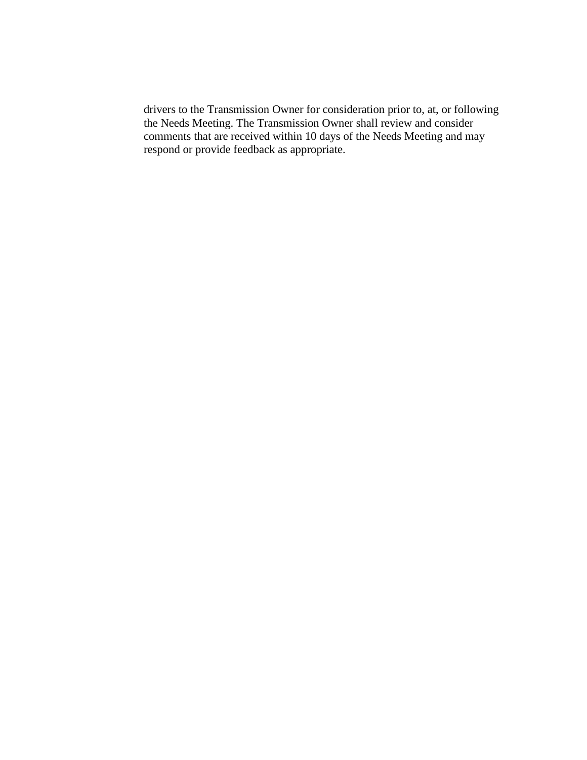drivers to the Transmission Owner for consideration prior to, at, or following the Needs Meeting. The Transmission Owner shall review and consider comments that are received within 10 days of the Needs Meeting and may respond or provide feedback as appropriate.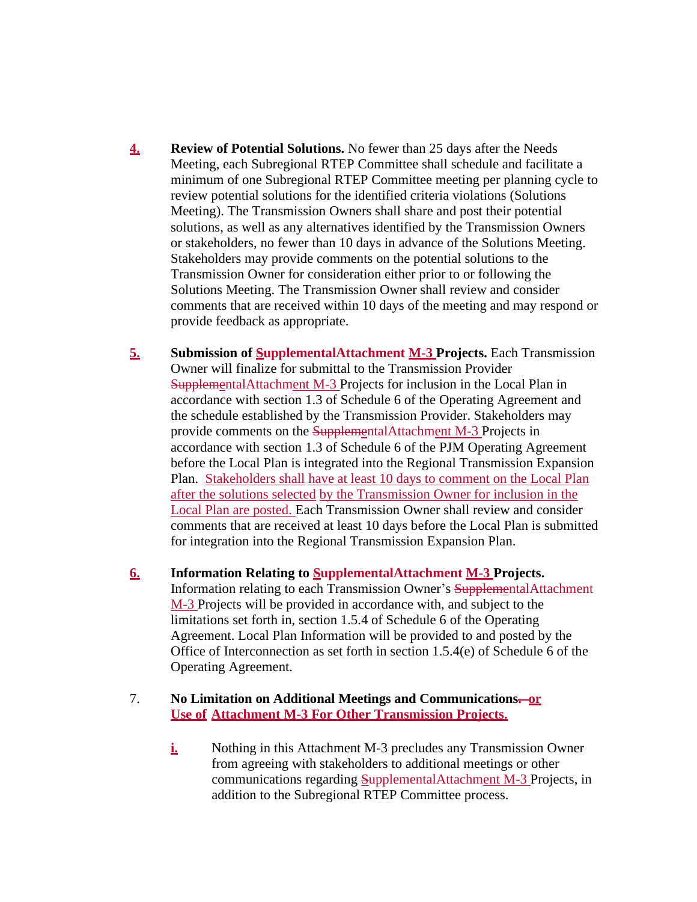4. **Review of Potential Solutions.** No fewer than 25 days after the Needs Meeting, each Subregional RTEP Committee shall schedule and facilitate a minimum of one Subregional RTEP Committee meeting per planning cycle to review potential solutions for the identified criteria violations (Solutions Meeting). The Transmission Owners shall share and post their potential solutions, as well as any alternatives identified by the Transmission Owners or stakeholders, no fewer than 10 days in advance of the Solutions Meeting. Stakeholders may provide comments on the potential solutions to the Transmission Owner for consideration either prior to or following the Solutions Meeting. The Transmission Owner shall review and consider comments that are received within 10 days of the meeting and may respond or provide feedback as appropriate.

5. **Submission of SupplementalAttachment M-3 Projects.** Each Transmission Owner will finalize for submittal to the Transmission Provider SupplementalAttachment M-3 Projects for inclusion in the Local Plan in accordance with section 1.3 of Schedule 6 of the Operating Agreement and the schedule established by the Transmission Provider. Stakeholders may provide comments on the SupplementalAttachment M-3 Projects in accordance with section 1.3 of Schedule 6 of the PJM Operating Agreement before the Local Plan is integrated into the Regional Transmission Expansion Plan. Stakeholders shall have at least 10 days to comment on the Local Plan after the solutions selected by the Transmission Owner for inclusion in the Local Plan are posted. Each Transmission Owner shall review and consider comments that are received at least 10 days before the Local Plan is submitted for integration into the Regional Transmission Expansion Plan.

6. **Information Relating to SupplementalAttachment M-3 Projects.** Information relating to each Transmission Owner's SupplementalAttachment M-3 Projects will be provided in accordance with, and subject to the limitations set forth in, section 1.5.4 of Schedule 6 of the Operating Agreement. Local Plan Information will be provided to and posted by the Office of Interconnection as set forth in section 1.5.4(e) of Schedule 6 of the Operating Agreement.

7. **No Limitation on Additional Meetings and Communications. or Use of Attachment M-3 For Other Transmission Projects.**

   i. Nothing in this Attachment M-3 precludes any Transmission Owner from agreeing with stakeholders to additional meetings or other communications regarding SupplementalAttachment M-3 Projects, in addition to the Subregional RTEP Committee process.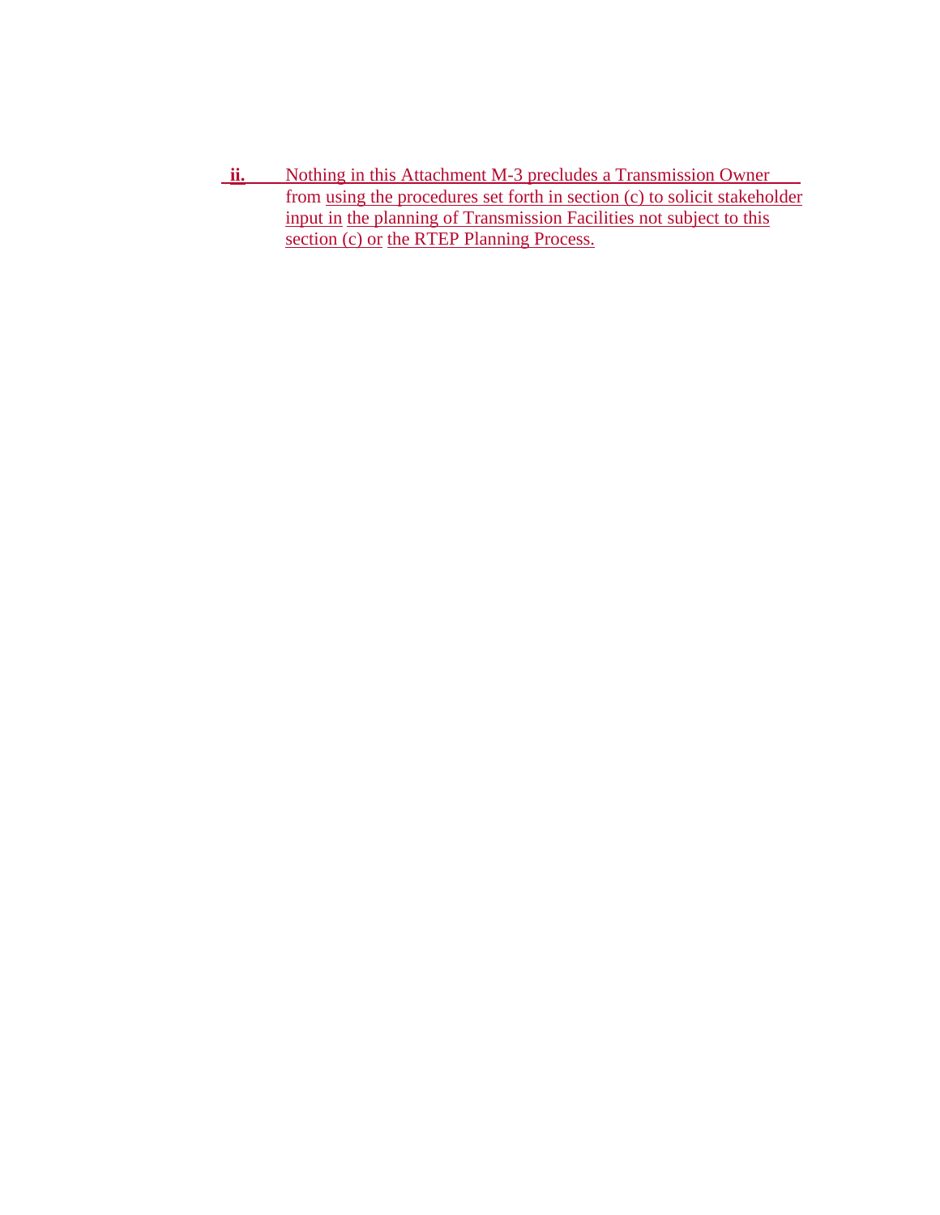**ii.** Nothing in this Attachment M-3 precludes a Transmission Owner from using the procedures set forth in section (c) to solicit stakeholder input in the planning of Transmission Facilities not subject to this section (c) or the RTEP Planning Process.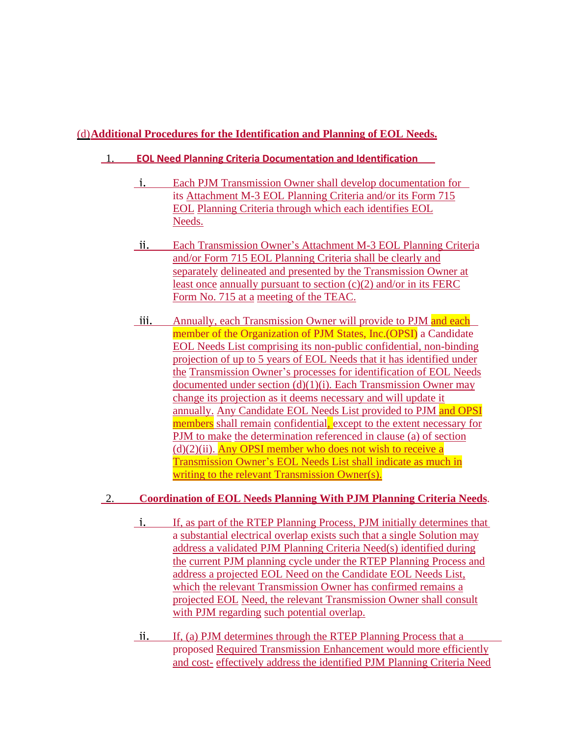(d) **Additional Procedures for the Identification and Planning of EOL Needs.**

1. **EOL Need Planning Criteria Documentation and Identification**

   i. Each PJM Transmission Owner shall develop documentation for its Attachment M-3 EOL Planning Criteria and/or its Form 715 EOL Planning Criteria through which each identifies EOL Needs.

   ii. Each Transmission Owner's Attachment M-3 EOL Planning Criteria and/or Form 715 EOL Planning Criteria shall be clearly and separately delineated and presented by the Transmission Owner at least once annually pursuant to section (c)(2) and/or in its FERC Form No. 715 at a meeting of the TEAC.

   iii. Annually, each Transmission Owner will provide to PJM and each member of the Organization of PJM States, Inc.(OPSI) a Candidate EOL Needs List comprising its non-public confidential, non-binding projection of up to 5 years of EOL Needs that it has identified under the Transmission Owner's processes for identification of EOL Needs documented under section (d)(1)(i). Each Transmission Owner may change its projection as it deems necessary and will update it annually. Any Candidate EOL Needs List provided to PJM and OPSI members shall remain confidential, except to the extent necessary for PJM to make the determination referenced in clause (a) of section (d)(2)(ii). Any OPSI member who does not wish to receive a Transmission Owner's EOL Needs List shall indicate as much in writing to the relevant Transmission Owner(s).

2. **Coordination of EOL Needs Planning With PJM Planning Criteria Needs**.

   i. If, as part of the RTEP Planning Process, PJM initially determines that a substantial electrical overlap exists such that a single Solution may address a validated PJM Planning Criteria Need(s) identified during the current PJM planning cycle under the RTEP Planning Process and address a projected EOL Need on the Candidate EOL Needs List, which the relevant Transmission Owner has confirmed remains a projected EOL Need, the relevant Transmission Owner shall consult with PJM regarding such potential overlap.

   ii. If, (a) PJM determines through the RTEP Planning Process that a proposed Required Transmission Enhancement would more efficiently and cost- effectively address the identified PJM Planning Criteria Need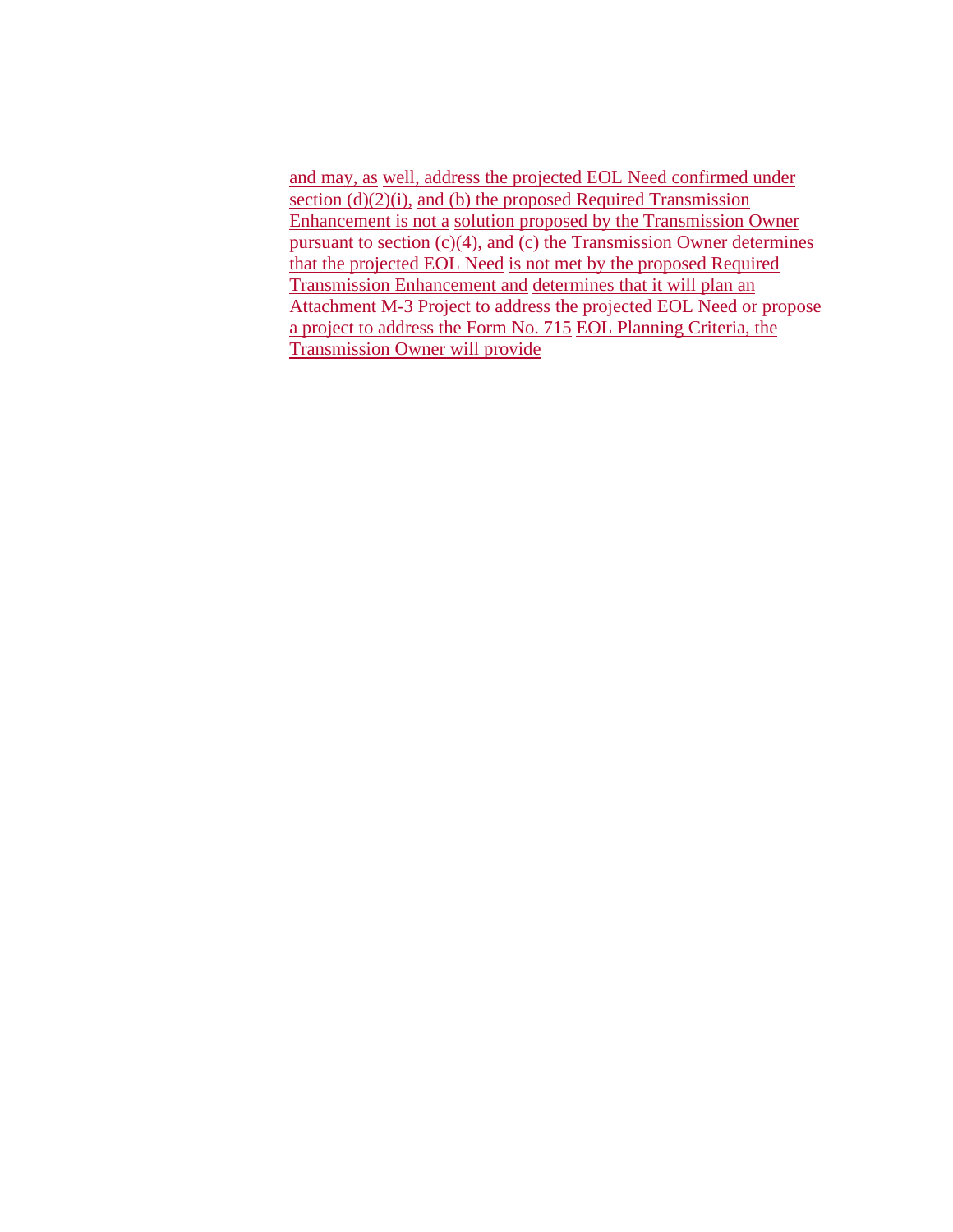and may, as well, address the projected EOL Need confirmed under section (d)(2)(i), and (b) the proposed Required Transmission Enhancement is not a solution proposed by the Transmission Owner pursuant to section (c)(4), and (c) the Transmission Owner determines that the projected EOL Need is not met by the proposed Required Transmission Enhancement and determines that it will plan an Attachment M-3 Project to address the projected EOL Need or propose a project to address the Form No. 715 EOL Planning Criteria, the Transmission Owner will provide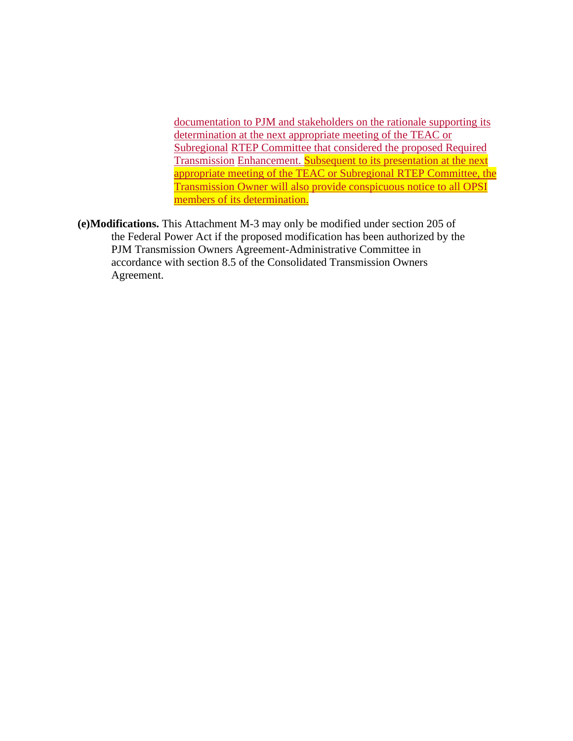documentation to PJM and stakeholders on the rationale supporting its determination at the next appropriate meeting of the TEAC or Subregional RTEP Committee that considered the proposed Required Transmission Enhancement. Subsequent to its presentation at the next appropriate meeting of the TEAC or Subregional RTEP Committee, the Transmission Owner will also provide conspicuous notice to all OPSI members of its determination.

**(e) Modifications.** This Attachment M-3 may only be modified under section 205 of the Federal Power Act if the proposed modification has been authorized by the PJM Transmission Owners Agreement-Administrative Committee in accordance with section 8.5 of the Consolidated Transmission Owners Agreement.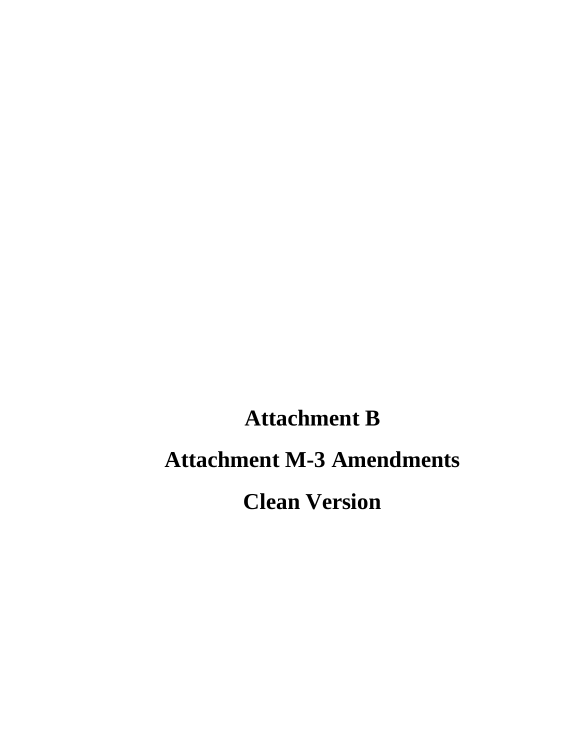# Attachment B

# Attachment M-3 Amendments

# Clean Version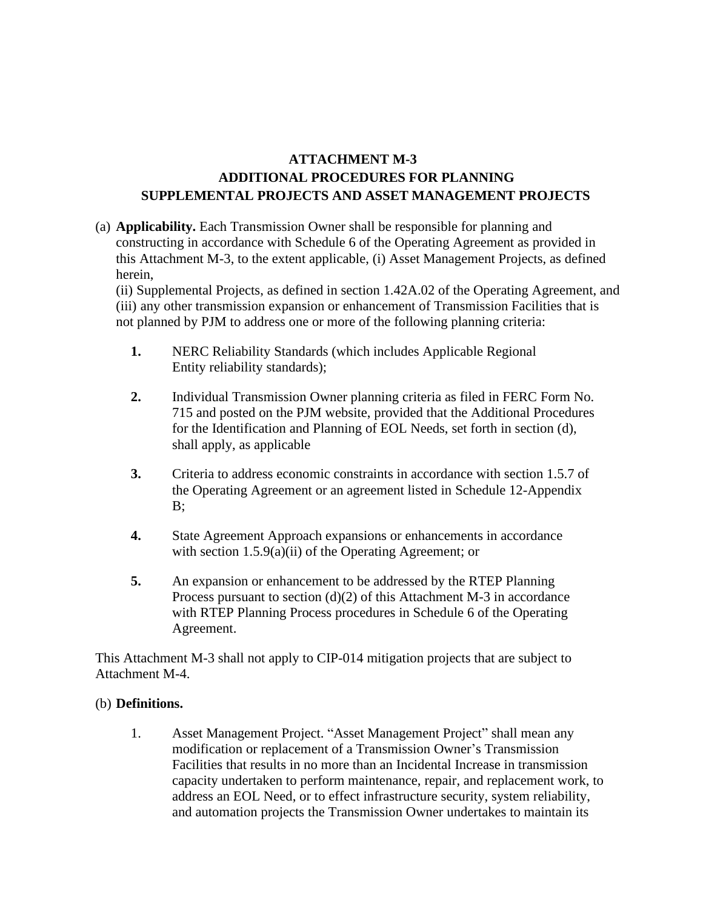# ATTACHMENT M-3
## ADDITIONAL PROCEDURES FOR PLANNING SUPPLEMENTAL PROJECTS AND ASSET MANAGEMENT PROJECTS

(a) **Applicability.** Each Transmission Owner shall be responsible for planning and constructing in accordance with Schedule 6 of the Operating Agreement as provided in this Attachment M-3, to the extent applicable, (i) Asset Management Projects, as defined herein,
(ii) Supplemental Projects, as defined in section 1.42A.02 of the Operating Agreement, and (iii) any other transmission expansion or enhancement of Transmission Facilities that is not planned by PJM to address one or more of the following planning criteria:

**1.** NERC Reliability Standards (which includes Applicable Regional Entity reliability standards);

**2.** Individual Transmission Owner planning criteria as filed in FERC Form No. 715 and posted on the PJM website, provided that the Additional Procedures for the Identification and Planning of EOL Needs, set forth in section (d), shall apply, as applicable

**3.** Criteria to address economic constraints in accordance with section 1.5.7 of the Operating Agreement or an agreement listed in Schedule 12-Appendix B;

**4.** State Agreement Approach expansions or enhancements in accordance with section 1.5.9(a)(ii) of the Operating Agreement; or

**5.** An expansion or enhancement to be addressed by the RTEP Planning Process pursuant to section (d)(2) of this Attachment M-3 in accordance with RTEP Planning Process procedures in Schedule 6 of the Operating Agreement.

This Attachment M-3 shall not apply to CIP-014 mitigation projects that are subject to Attachment M-4.

(b) **Definitions.**

1. Asset Management Project. "Asset Management Project" shall mean any modification or replacement of a Transmission Owner's Transmission Facilities that results in no more than an Incidental Increase in transmission capacity undertaken to perform maintenance, repair, and replacement work, to address an EOL Need, or to effect infrastructure security, system reliability, and automation projects the Transmission Owner undertakes to maintain its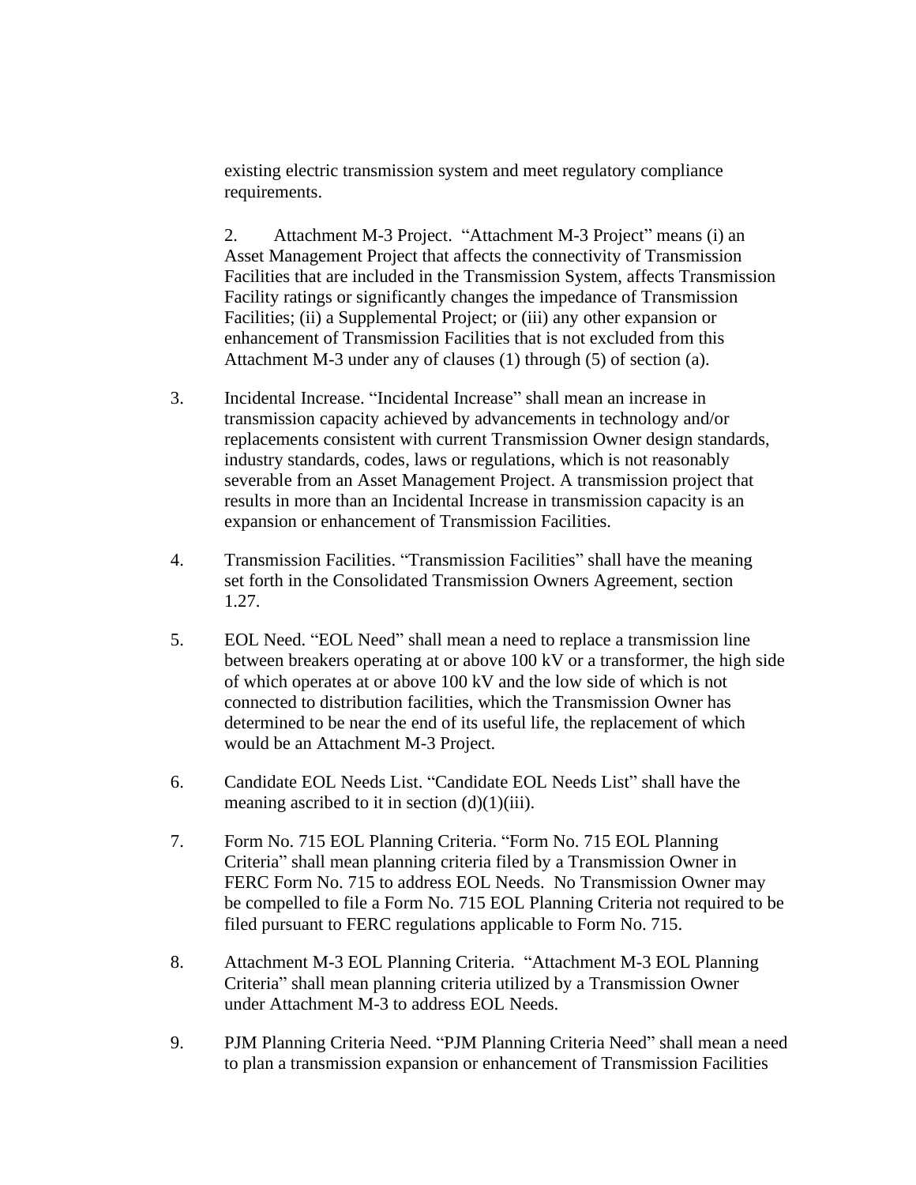existing electric transmission system and meet regulatory compliance requirements.

2. Attachment M-3 Project. “Attachment M-3 Project” means (i) an Asset Management Project that affects the connectivity of Transmission Facilities that are included in the Transmission System, affects Transmission Facility ratings or significantly changes the impedance of Transmission Facilities; (ii) a Supplemental Project; or (iii) any other expansion or enhancement of Transmission Facilities that is not excluded from this Attachment M-3 under any of clauses (1) through (5) of section (a).

3. Incidental Increase. “Incidental Increase” shall mean an increase in transmission capacity achieved by advancements in technology and/or replacements consistent with current Transmission Owner design standards, industry standards, codes, laws or regulations, which is not reasonably severable from an Asset Management Project. A transmission project that results in more than an Incidental Increase in transmission capacity is an expansion or enhancement of Transmission Facilities.

4. Transmission Facilities. “Transmission Facilities” shall have the meaning set forth in the Consolidated Transmission Owners Agreement, section 1.27.

5. EOL Need. “EOL Need” shall mean a need to replace a transmission line between breakers operating at or above 100 kV or a transformer, the high side of which operates at or above 100 kV and the low side of which is not connected to distribution facilities, which the Transmission Owner has determined to be near the end of its useful life, the replacement of which would be an Attachment M-3 Project.

6. Candidate EOL Needs List. “Candidate EOL Needs List” shall have the meaning ascribed to it in section (d)(1)(iii).

7. Form No. 715 EOL Planning Criteria. “Form No. 715 EOL Planning Criteria” shall mean planning criteria filed by a Transmission Owner in FERC Form No. 715 to address EOL Needs. No Transmission Owner may be compelled to file a Form No. 715 EOL Planning Criteria not required to be filed pursuant to FERC regulations applicable to Form No. 715.

8. Attachment M-3 EOL Planning Criteria. “Attachment M-3 EOL Planning Criteria” shall mean planning criteria utilized by a Transmission Owner under Attachment M-3 to address EOL Needs.

9. PJM Planning Criteria Need. “PJM Planning Criteria Need” shall mean a need to plan a transmission expansion or enhancement of Transmission Facilities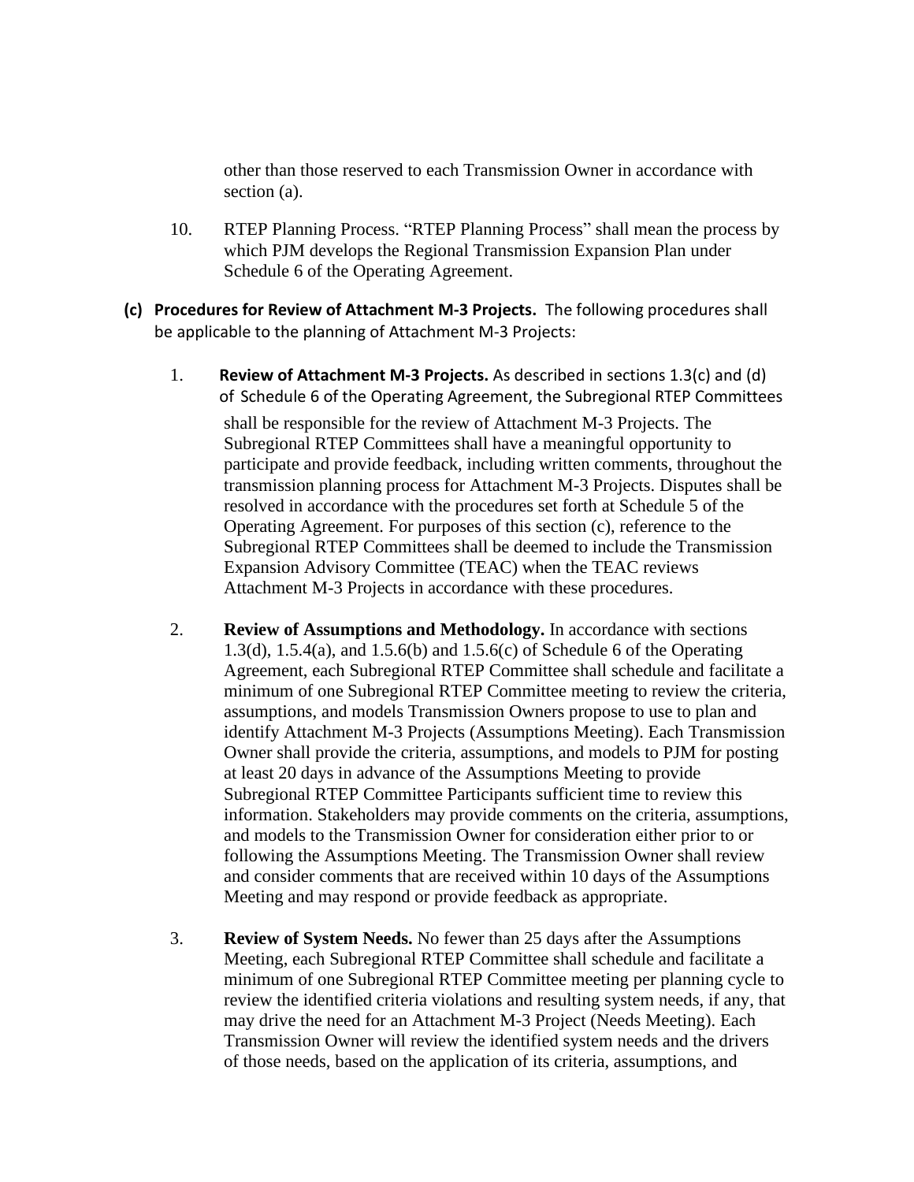other than those reserved to each Transmission Owner in accordance with section (a).

10. RTEP Planning Process. "RTEP Planning Process" shall mean the process by which PJM develops the Regional Transmission Expansion Plan under Schedule 6 of the Operating Agreement.

**(c) Procedures for Review of Attachment M-3 Projects.** The following procedures shall be applicable to the planning of Attachment M-3 Projects:

1. **Review of Attachment M-3 Projects.** As described in sections 1.3(c) and (d) of Schedule 6 of the Operating Agreement, the Subregional RTEP Committees shall be responsible for the review of Attachment M-3 Projects. The Subregional RTEP Committees shall have a meaningful opportunity to participate and provide feedback, including written comments, throughout the transmission planning process for Attachment M-3 Projects. Disputes shall be resolved in accordance with the procedures set forth at Schedule 5 of the Operating Agreement. For purposes of this section (c), reference to the Subregional RTEP Committees shall be deemed to include the Transmission Expansion Advisory Committee (TEAC) when the TEAC reviews Attachment M-3 Projects in accordance with these procedures.

2. **Review of Assumptions and Methodology.** In accordance with sections 1.3(d), 1.5.4(a), and 1.5.6(b) and 1.5.6(c) of Schedule 6 of the Operating Agreement, each Subregional RTEP Committee shall schedule and facilitate a minimum of one Subregional RTEP Committee meeting to review the criteria, assumptions, and models Transmission Owners propose to use to plan and identify Attachment M-3 Projects (Assumptions Meeting). Each Transmission Owner shall provide the criteria, assumptions, and models to PJM for posting at least 20 days in advance of the Assumptions Meeting to provide Subregional RTEP Committee Participants sufficient time to review this information. Stakeholders may provide comments on the criteria, assumptions, and models to the Transmission Owner for consideration either prior to or following the Assumptions Meeting. The Transmission Owner shall review and consider comments that are received within 10 days of the Assumptions Meeting and may respond or provide feedback as appropriate.

3. **Review of System Needs.** No fewer than 25 days after the Assumptions Meeting, each Subregional RTEP Committee shall schedule and facilitate a minimum of one Subregional RTEP Committee meeting per planning cycle to review the identified criteria violations and resulting system needs, if any, that may drive the need for an Attachment M-3 Project (Needs Meeting). Each Transmission Owner will review the identified system needs and the drivers of those needs, based on the application of its criteria, assumptions, and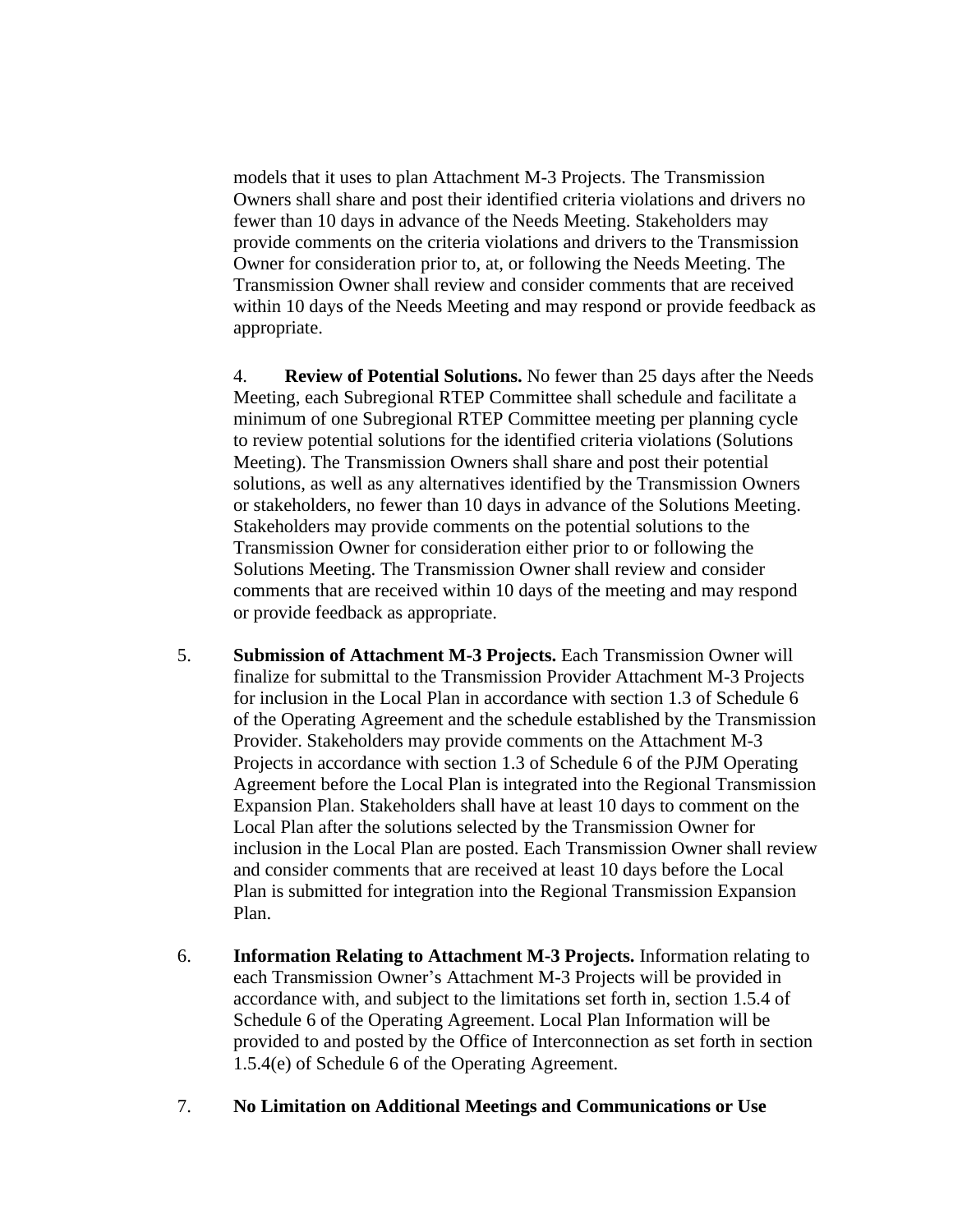models that it uses to plan Attachment M-3 Projects. The Transmission Owners shall share and post their identified criteria violations and drivers no fewer than 10 days in advance of the Needs Meeting. Stakeholders may provide comments on the criteria violations and drivers to the Transmission Owner for consideration prior to, at, or following the Needs Meeting. The Transmission Owner shall review and consider comments that are received within 10 days of the Needs Meeting and may respond or provide feedback as appropriate.

4. **Review of Potential Solutions.** No fewer than 25 days after the Needs Meeting, each Subregional RTEP Committee shall schedule and facilitate a minimum of one Subregional RTEP Committee meeting per planning cycle to review potential solutions for the identified criteria violations (Solutions Meeting). The Transmission Owners shall share and post their potential solutions, as well as any alternatives identified by the Transmission Owners or stakeholders, no fewer than 10 days in advance of the Solutions Meeting. Stakeholders may provide comments on the potential solutions to the Transmission Owner for consideration either prior to or following the Solutions Meeting. The Transmission Owner shall review and consider comments that are received within 10 days of the meeting and may respond or provide feedback as appropriate.

5. **Submission of Attachment M-3 Projects.** Each Transmission Owner will finalize for submittal to the Transmission Provider Attachment M-3 Projects for inclusion in the Local Plan in accordance with section 1.3 of Schedule 6 of the Operating Agreement and the schedule established by the Transmission Provider. Stakeholders may provide comments on the Attachment M-3 Projects in accordance with section 1.3 of Schedule 6 of the PJM Operating Agreement before the Local Plan is integrated into the Regional Transmission Expansion Plan. Stakeholders shall have at least 10 days to comment on the Local Plan after the solutions selected by the Transmission Owner for inclusion in the Local Plan are posted. Each Transmission Owner shall review and consider comments that are received at least 10 days before the Local Plan is submitted for integration into the Regional Transmission Expansion Plan.

6. **Information Relating to Attachment M-3 Projects.** Information relating to each Transmission Owner's Attachment M-3 Projects will be provided in accordance with, and subject to the limitations set forth in, section 1.5.4 of Schedule 6 of the Operating Agreement. Local Plan Information will be provided to and posted by the Office of Interconnection as set forth in section 1.5.4(e) of Schedule 6 of the Operating Agreement.

7. **No Limitation on Additional Meetings and Communications or Use**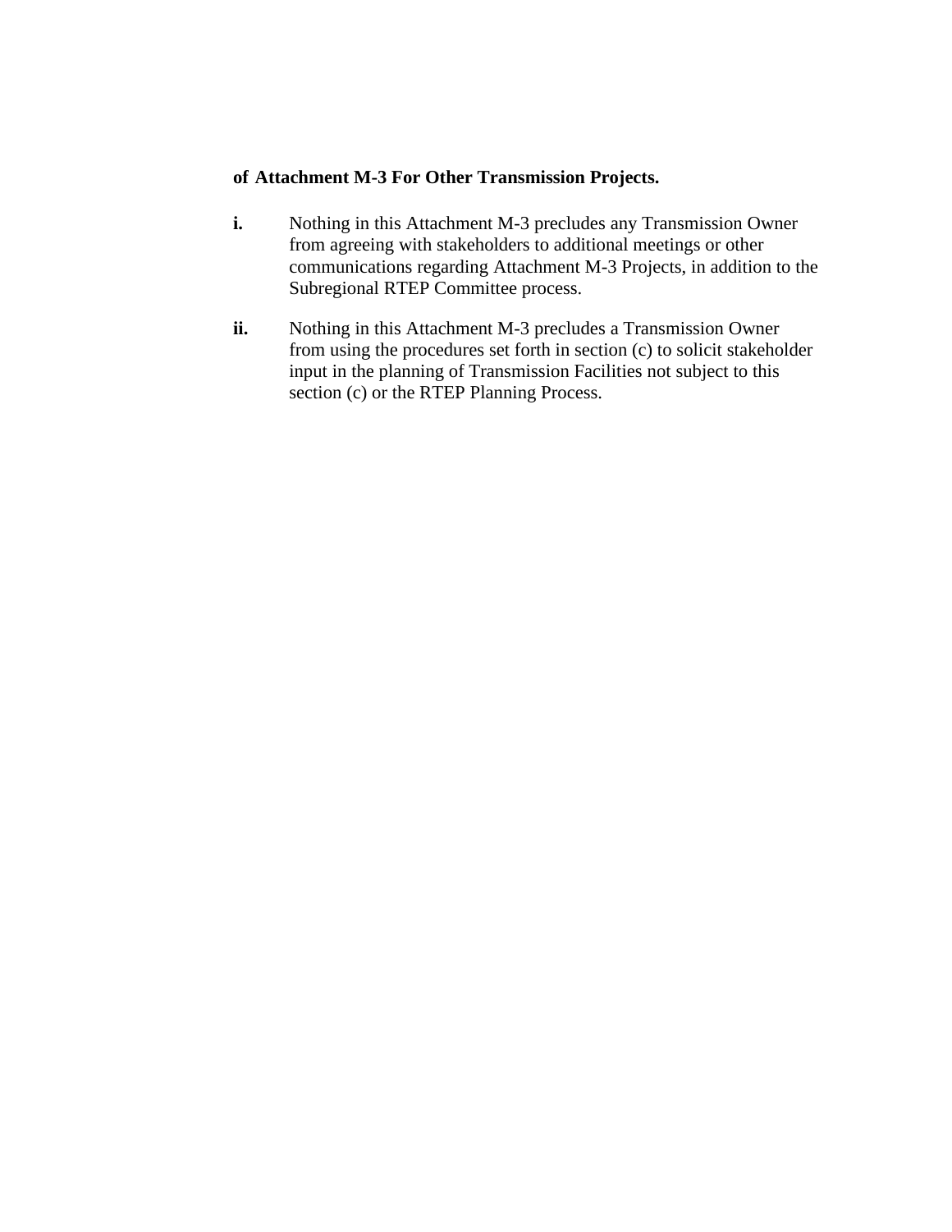**of Attachment M-3 For Other Transmission Projects.**

**i.** Nothing in this Attachment M-3 precludes any Transmission Owner from agreeing with stakeholders to additional meetings or other communications regarding Attachment M-3 Projects, in addition to the Subregional RTEP Committee process.

**ii.** Nothing in this Attachment M-3 precludes a Transmission Owner from using the procedures set forth in section (c) to solicit stakeholder input in the planning of Transmission Facilities not subject to this section (c) or the RTEP Planning Process.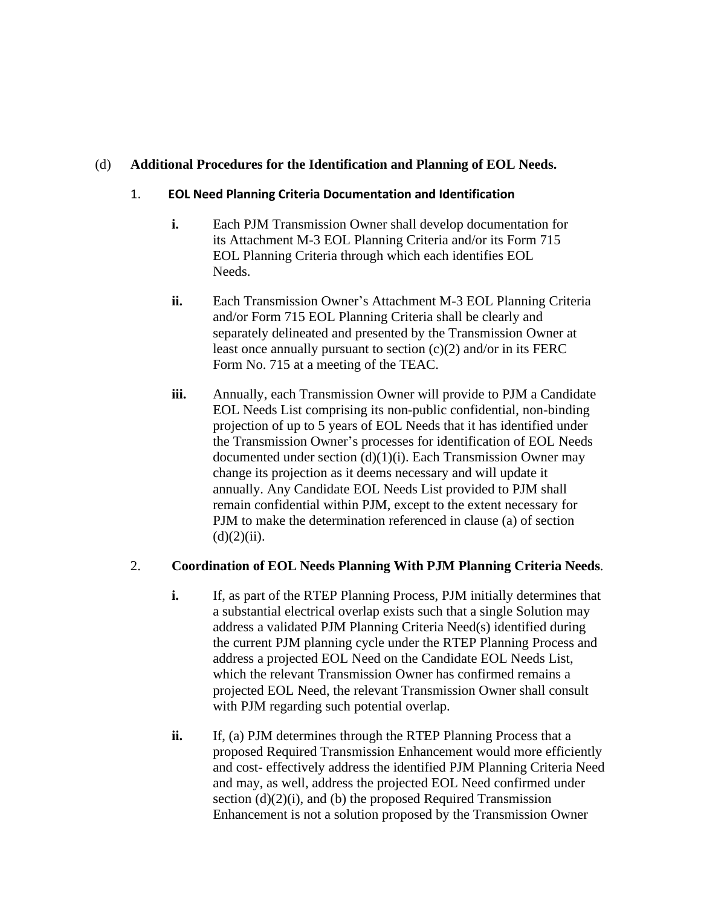(d) **Additional Procedures for the Identification and Planning of EOL Needs.**

1. **EOL Need Planning Criteria Documentation and Identification**

   **i.** Each PJM Transmission Owner shall develop documentation for its Attachment M-3 EOL Planning Criteria and/or its Form 715 EOL Planning Criteria through which each identifies EOL Needs.

   **ii.** Each Transmission Owner's Attachment M-3 EOL Planning Criteria and/or Form 715 EOL Planning Criteria shall be clearly and separately delineated and presented by the Transmission Owner at least once annually pursuant to section (c)(2) and/or in its FERC Form No. 715 at a meeting of the TEAC.

   **iii.** Annually, each Transmission Owner will provide to PJM a Candidate EOL Needs List comprising its non-public confidential, non-binding projection of up to 5 years of EOL Needs that it has identified under the Transmission Owner's processes for identification of EOL Needs documented under section (d)(1)(i). Each Transmission Owner may change its projection as it deems necessary and will update it annually. Any Candidate EOL Needs List provided to PJM shall remain confidential within PJM, except to the extent necessary for PJM to make the determination referenced in clause (a) of section (d)(2)(ii).

2. **Coordination of EOL Needs Planning With PJM Planning Criteria Needs**.

   **i.** If, as part of the RTEP Planning Process, PJM initially determines that a substantial electrical overlap exists such that a single Solution may address a validated PJM Planning Criteria Need(s) identified during the current PJM planning cycle under the RTEP Planning Process and address a projected EOL Need on the Candidate EOL Needs List, which the relevant Transmission Owner has confirmed remains a projected EOL Need, the relevant Transmission Owner shall consult with PJM regarding such potential overlap.

   **ii.** If, (a) PJM determines through the RTEP Planning Process that a proposed Required Transmission Enhancement would more efficiently and cost- effectively address the identified PJM Planning Criteria Need and may, as well, address the projected EOL Need confirmed under section (d)(2)(i), and (b) the proposed Required Transmission Enhancement is not a solution proposed by the Transmission Owner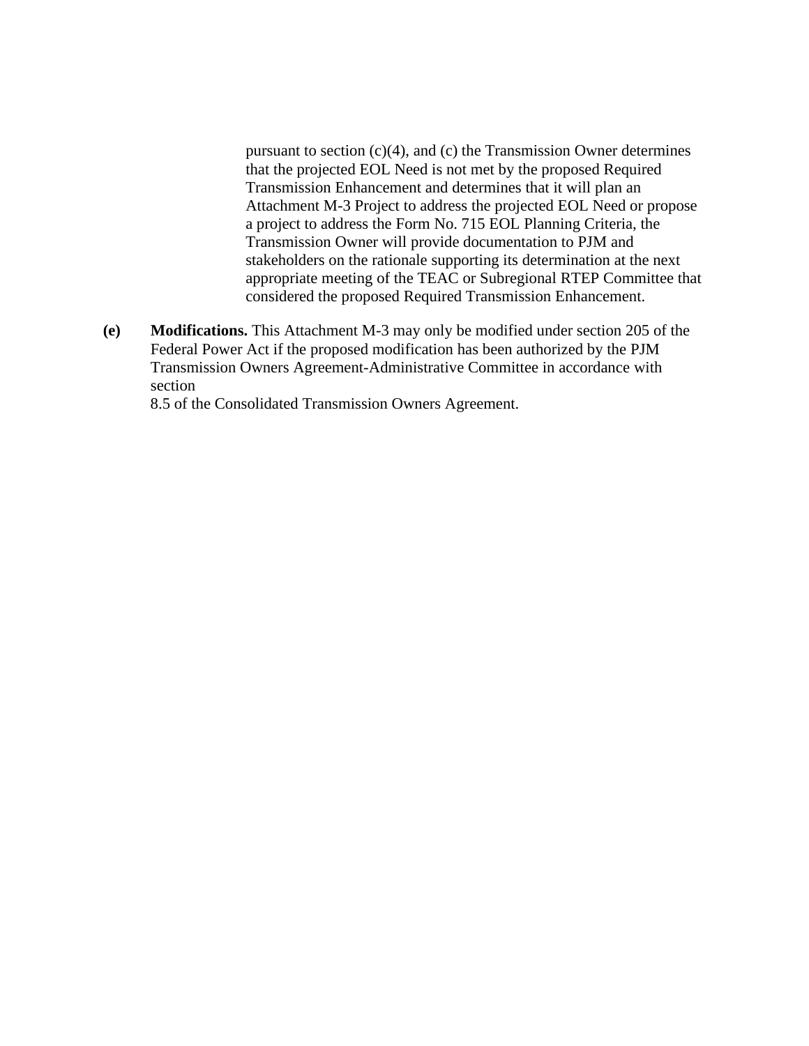pursuant to section (c)(4), and (c) the Transmission Owner determines that the projected EOL Need is not met by the proposed Required Transmission Enhancement and determines that it will plan an Attachment M-3 Project to address the projected EOL Need or propose a project to address the Form No. 715 EOL Planning Criteria, the Transmission Owner will provide documentation to PJM and stakeholders on the rationale supporting its determination at the next appropriate meeting of the TEAC or Subregional RTEP Committee that considered the proposed Required Transmission Enhancement.

**(e)** **Modifications.** This Attachment M-3 may only be modified under section 205 of the Federal Power Act if the proposed modification has been authorized by the PJM Transmission Owners Agreement-Administrative Committee in accordance with section 8.5 of the Consolidated Transmission Owners Agreement.